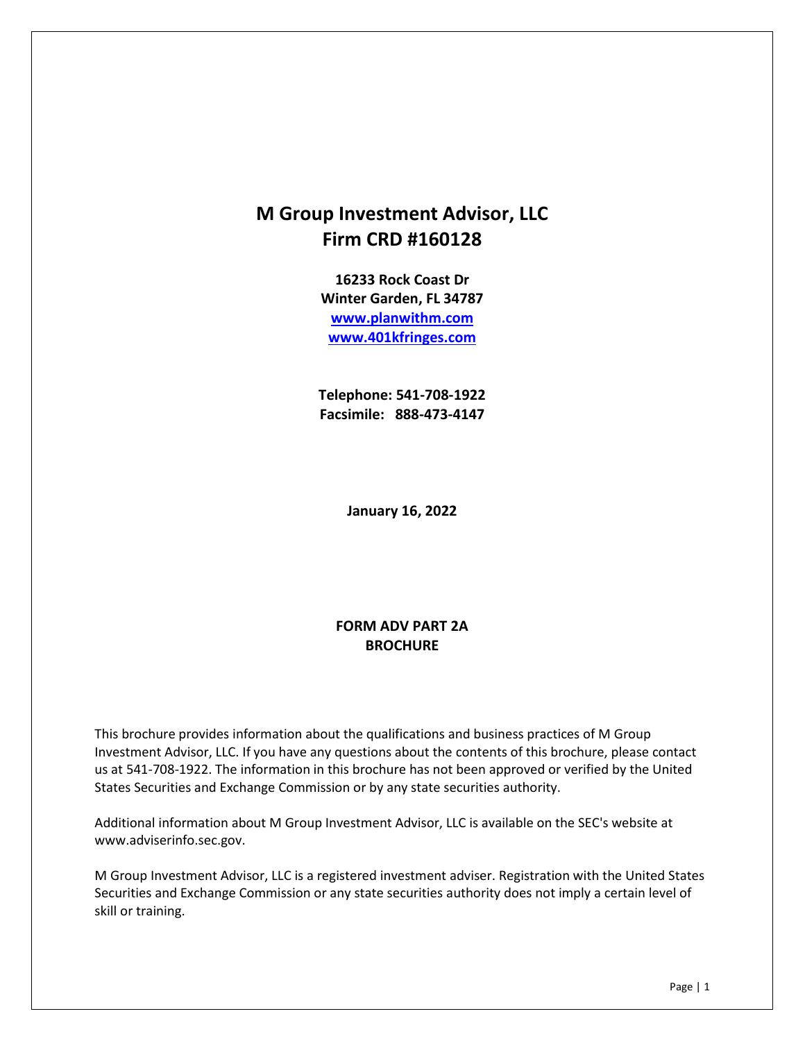# M Group Investment Advisor, LLC
# Firm CRD #160128

**16233 Rock Coast Dr**
**Winter Garden, FL 34787**
**www.planwithm.com**
**www.401kfringes.com**

**Telephone: 541-708-1922**
**Facsimile: 888-473-4147**

**January 16, 2022**

**FORM ADV PART 2A**
**BROCHURE**

This brochure provides information about the qualifications and business practices of M Group Investment Advisor, LLC. If you have any questions about the contents of this brochure, please contact us at 541-708-1922. The information in this brochure has not been approved or verified by the United States Securities and Exchange Commission or by any state securities authority.

Additional information about M Group Investment Advisor, LLC is available on the SEC's website at www.adviserinfo.sec.gov.

M Group Investment Advisor, LLC is a registered investment adviser. Registration with the United States Securities and Exchange Commission or any state securities authority does not imply a certain level of skill or training.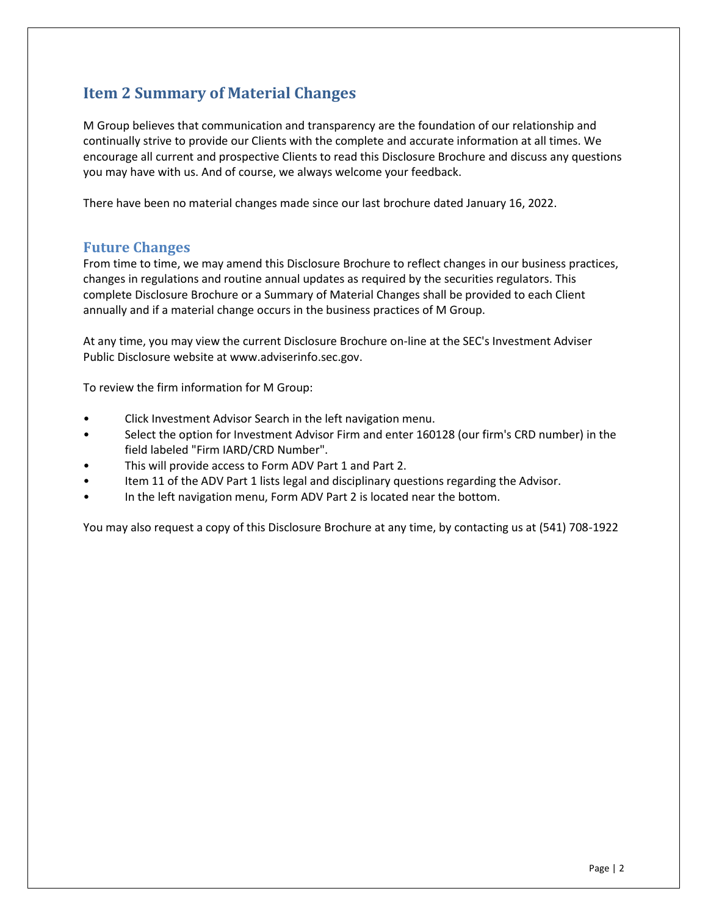## Item 2 Summary of Material Changes

M Group believes that communication and transparency are the foundation of our relationship and continually strive to provide our Clients with the complete and accurate information at all times. We encourage all current and prospective Clients to read this Disclosure Brochure and discuss any questions you may have with us. And of course, we always welcome your feedback.

There have been no material changes made since our last brochure dated January 16, 2022.

### Future Changes

From time to time, we may amend this Disclosure Brochure to reflect changes in our business practices, changes in regulations and routine annual updates as required by the securities regulators. This complete Disclosure Brochure or a Summary of Material Changes shall be provided to each Client annually and if a material change occurs in the business practices of M Group.

At any time, you may view the current Disclosure Brochure on-line at the SEC's Investment Adviser Public Disclosure website at www.adviserinfo.sec.gov.

To review the firm information for M Group:

- Click Investment Advisor Search in the left navigation menu.
- Select the option for Investment Advisor Firm and enter 160128 (our firm's CRD number) in the field labeled "Firm IARD/CRD Number".
- This will provide access to Form ADV Part 1 and Part 2.
- Item 11 of the ADV Part 1 lists legal and disciplinary questions regarding the Advisor.
- In the left navigation menu, Form ADV Part 2 is located near the bottom.

You may also request a copy of this Disclosure Brochure at any time, by contacting us at (541) 708-1922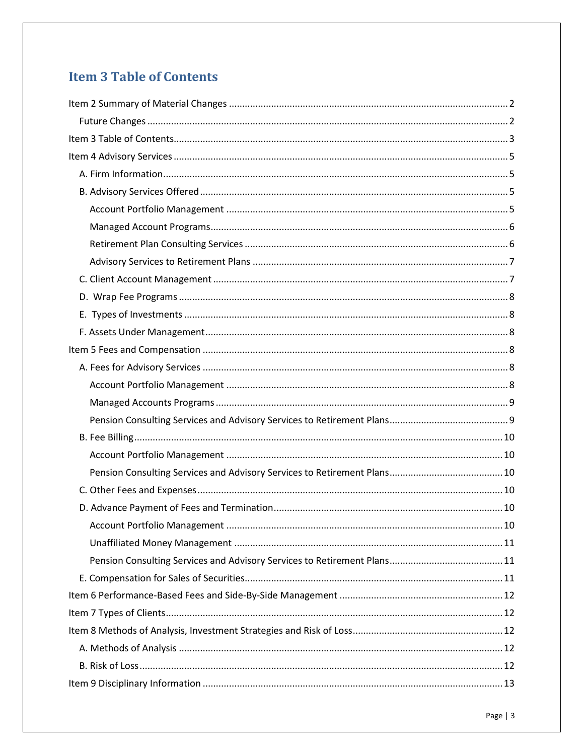# Item 3 Table of Contents

Item 2 Summary of Material Changes .......... 2
- Future Changes .......... 2

Item 3 Table of Contents .......... 3

Item 4 Advisory Services .......... 5
- A. Firm Information .......... 5
- B. Advisory Services Offered .......... 5
  - Account Portfolio Management .......... 5
  - Managed Account Programs .......... 6
  - Retirement Plan Consulting Services .......... 6
  - Advisory Services to Retirement Plans .......... 7
- C. Client Account Management .......... 7
- D. Wrap Fee Programs .......... 8
- E. Types of Investments .......... 8
- F. Assets Under Management .......... 8

Item 5 Fees and Compensation .......... 8
- A. Fees for Advisory Services .......... 8
  - Account Portfolio Management .......... 8
  - Managed Accounts Programs .......... 9
  - Pension Consulting Services and Advisory Services to Retirement Plans .......... 9
- B. Fee Billing .......... 10
  - Account Portfolio Management .......... 10
  - Pension Consulting Services and Advisory Services to Retirement Plans .......... 10
- C. Other Fees and Expenses .......... 10
- D. Advance Payment of Fees and Termination .......... 10
  - Account Portfolio Management .......... 10
  - Unaffiliated Money Management .......... 11
  - Pension Consulting Services and Advisory Services to Retirement Plans .......... 11
- E. Compensation for Sales of Securities .......... 11

Item 6 Performance-Based Fees and Side-By-Side Management .......... 12

Item 7 Types of Clients .......... 12

Item 8 Methods of Analysis, Investment Strategies and Risk of Loss .......... 12
- A. Methods of Analysis .......... 12
- B. Risk of Loss .......... 12

Item 9 Disciplinary Information .......... 13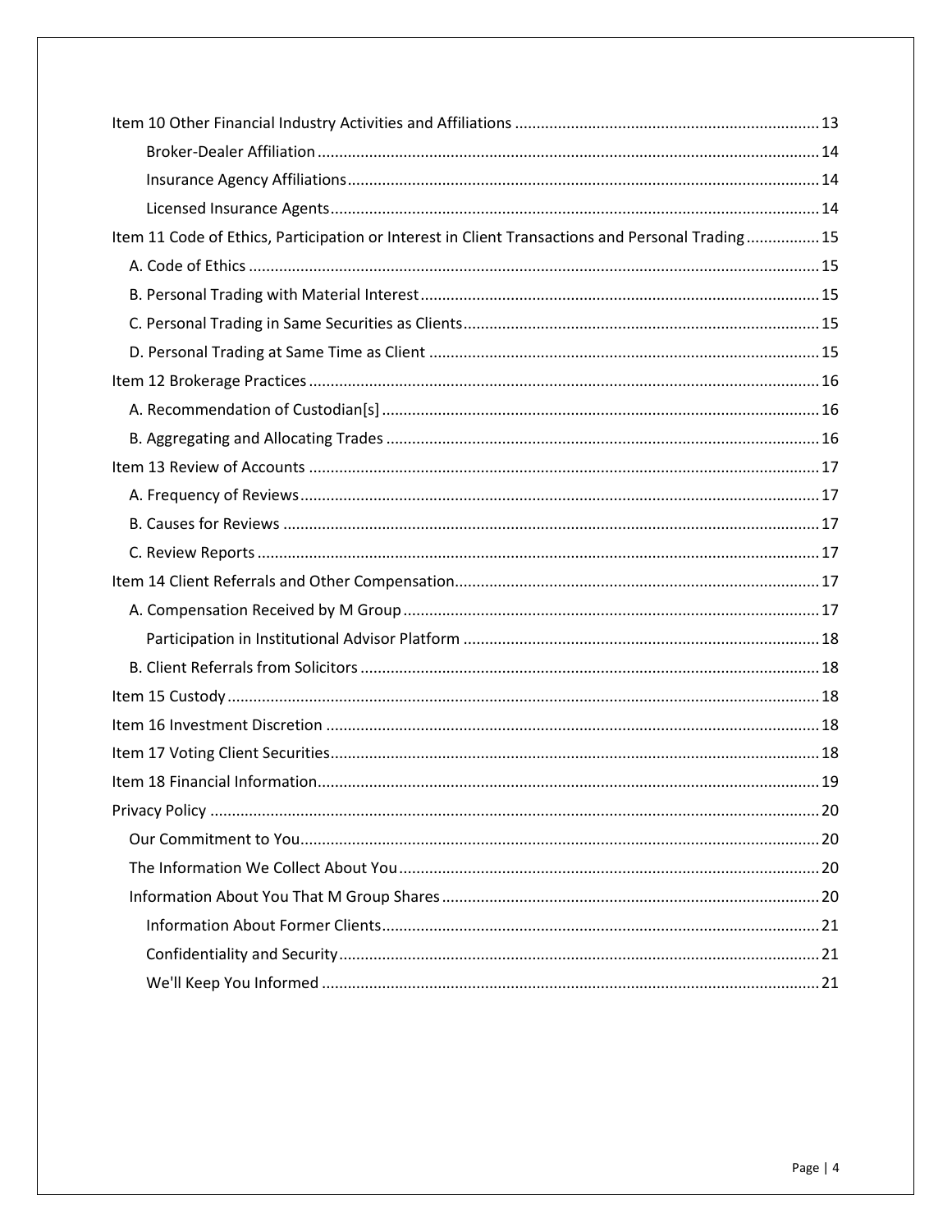Item 10 Other Financial Industry Activities and Affiliations ..... 13

- Broker-Dealer Affiliation ..... 14
- Insurance Agency Affiliations ..... 14
- Licensed Insurance Agents ..... 14

Item 11 Code of Ethics, Participation or Interest in Client Transactions and Personal Trading ..... 15

- A. Code of Ethics ..... 15
- B. Personal Trading with Material Interest ..... 15
- C. Personal Trading in Same Securities as Clients ..... 15
- D. Personal Trading at Same Time as Client ..... 15

Item 12 Brokerage Practices ..... 16

- A. Recommendation of Custodian[s] ..... 16
- B. Aggregating and Allocating Trades ..... 16

Item 13 Review of Accounts ..... 17

- A. Frequency of Reviews ..... 17
- B. Causes for Reviews ..... 17
- C. Review Reports ..... 17

Item 14 Client Referrals and Other Compensation ..... 17

- A. Compensation Received by M Group ..... 17
  - Participation in Institutional Advisor Platform ..... 18
- B. Client Referrals from Solicitors ..... 18

Item 15 Custody ..... 18

Item 16 Investment Discretion ..... 18

Item 17 Voting Client Securities ..... 18

Item 18 Financial Information ..... 19

Privacy Policy ..... 20

- Our Commitment to You ..... 20
- The Information We Collect About You ..... 20
- Information About You That M Group Shares ..... 20
  - Information About Former Clients ..... 21
  - Confidentiality and Security ..... 21
  - We'll Keep You Informed ..... 21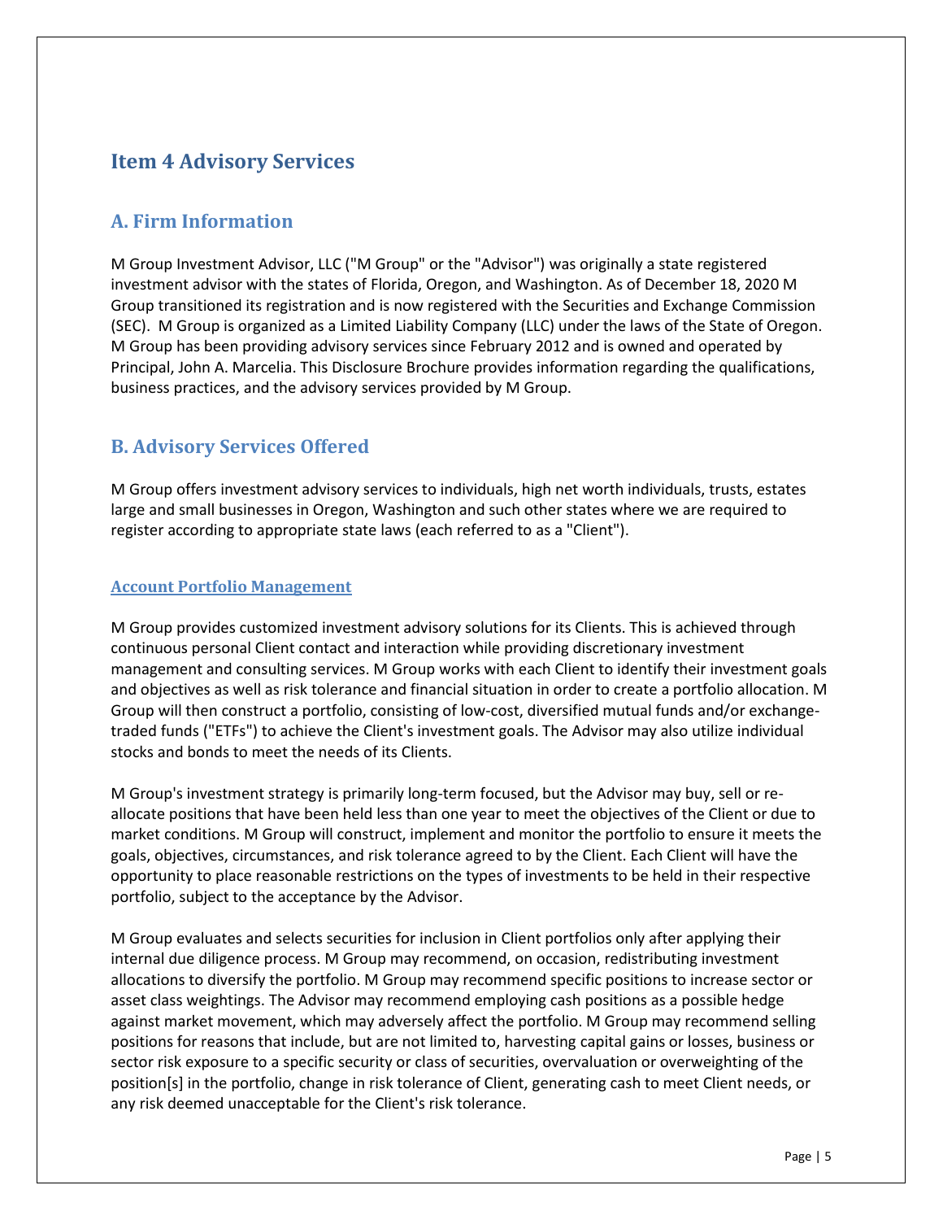# Item 4 Advisory Services

## A. Firm Information

M Group Investment Advisor, LLC ("M Group" or the "Advisor") was originally a state registered investment advisor with the states of Florida, Oregon, and Washington. As of December 18, 2020 M Group transitioned its registration and is now registered with the Securities and Exchange Commission (SEC). M Group is organized as a Limited Liability Company (LLC) under the laws of the State of Oregon. M Group has been providing advisory services since February 2012 and is owned and operated by Principal, John A. Marcelia. This Disclosure Brochure provides information regarding the qualifications, business practices, and the advisory services provided by M Group.

## B. Advisory Services Offered

M Group offers investment advisory services to individuals, high net worth individuals, trusts, estates large and small businesses in Oregon, Washington and such other states where we are required to register according to appropriate state laws (each referred to as a "Client").

### Account Portfolio Management

M Group provides customized investment advisory solutions for its Clients. This is achieved through continuous personal Client contact and interaction while providing discretionary investment management and consulting services. M Group works with each Client to identify their investment goals and objectives as well as risk tolerance and financial situation in order to create a portfolio allocation. M Group will then construct a portfolio, consisting of low-cost, diversified mutual funds and/or exchange-traded funds ("ETFs") to achieve the Client's investment goals. The Advisor may also utilize individual stocks and bonds to meet the needs of its Clients.

M Group's investment strategy is primarily long-term focused, but the Advisor may buy, sell or re-allocate positions that have been held less than one year to meet the objectives of the Client or due to market conditions. M Group will construct, implement and monitor the portfolio to ensure it meets the goals, objectives, circumstances, and risk tolerance agreed to by the Client. Each Client will have the opportunity to place reasonable restrictions on the types of investments to be held in their respective portfolio, subject to the acceptance by the Advisor.

M Group evaluates and selects securities for inclusion in Client portfolios only after applying their internal due diligence process. M Group may recommend, on occasion, redistributing investment allocations to diversify the portfolio. M Group may recommend specific positions to increase sector or asset class weightings. The Advisor may recommend employing cash positions as a possible hedge against market movement, which may adversely affect the portfolio. M Group may recommend selling positions for reasons that include, but are not limited to, harvesting capital gains or losses, business or sector risk exposure to a specific security or class of securities, overvaluation or overweighting of the position[s] in the portfolio, change in risk tolerance of Client, generating cash to meet Client needs, or any risk deemed unacceptable for the Client's risk tolerance.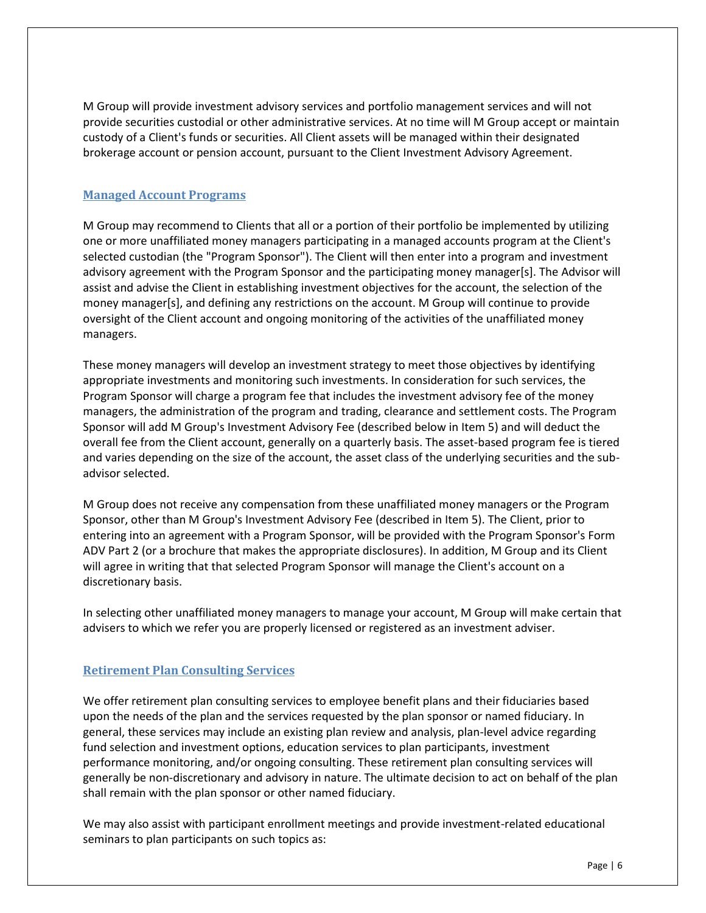M Group will provide investment advisory services and portfolio management services and will not provide securities custodial or other administrative services. At no time will M Group accept or maintain custody of a Client's funds or securities. All Client assets will be managed within their designated brokerage account or pension account, pursuant to the Client Investment Advisory Agreement.

## Managed Account Programs

M Group may recommend to Clients that all or a portion of their portfolio be implemented by utilizing one or more unaffiliated money managers participating in a managed accounts program at the Client's selected custodian (the "Program Sponsor"). The Client will then enter into a program and investment advisory agreement with the Program Sponsor and the participating money manager[s]. The Advisor will assist and advise the Client in establishing investment objectives for the account, the selection of the money manager[s], and defining any restrictions on the account. M Group will continue to provide oversight of the Client account and ongoing monitoring of the activities of the unaffiliated money managers.

These money managers will develop an investment strategy to meet those objectives by identifying appropriate investments and monitoring such investments. In consideration for such services, the Program Sponsor will charge a program fee that includes the investment advisory fee of the money managers, the administration of the program and trading, clearance and settlement costs. The Program Sponsor will add M Group's Investment Advisory Fee (described below in Item 5) and will deduct the overall fee from the Client account, generally on a quarterly basis. The asset-based program fee is tiered and varies depending on the size of the account, the asset class of the underlying securities and the sub-advisor selected.

M Group does not receive any compensation from these unaffiliated money managers or the Program Sponsor, other than M Group's Investment Advisory Fee (described in Item 5). The Client, prior to entering into an agreement with a Program Sponsor, will be provided with the Program Sponsor's Form ADV Part 2 (or a brochure that makes the appropriate disclosures). In addition, M Group and its Client will agree in writing that that selected Program Sponsor will manage the Client's account on a discretionary basis.

In selecting other unaffiliated money managers to manage your account, M Group will make certain that advisers to which we refer you are properly licensed or registered as an investment adviser.

## Retirement Plan Consulting Services

We offer retirement plan consulting services to employee benefit plans and their fiduciaries based upon the needs of the plan and the services requested by the plan sponsor or named fiduciary. In general, these services may include an existing plan review and analysis, plan-level advice regarding fund selection and investment options, education services to plan participants, investment performance monitoring, and/or ongoing consulting. These retirement plan consulting services will generally be non-discretionary and advisory in nature. The ultimate decision to act on behalf of the plan shall remain with the plan sponsor or other named fiduciary.

We may also assist with participant enrollment meetings and provide investment-related educational seminars to plan participants on such topics as: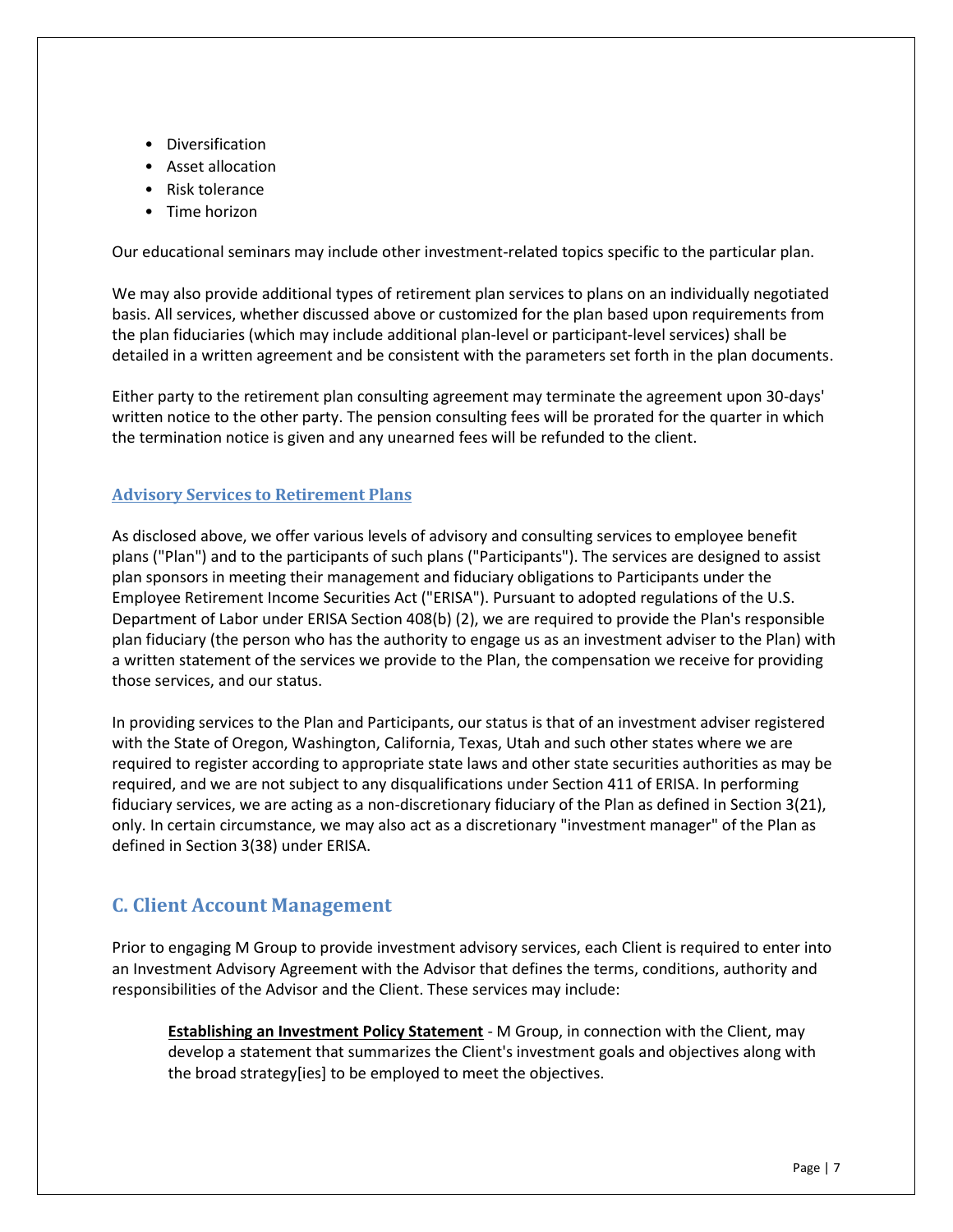- Diversification
- Asset allocation
- Risk tolerance
- Time horizon

Our educational seminars may include other investment-related topics specific to the particular plan.

We may also provide additional types of retirement plan services to plans on an individually negotiated basis. All services, whether discussed above or customized for the plan based upon requirements from the plan fiduciaries (which may include additional plan-level or participant-level services) shall be detailed in a written agreement and be consistent with the parameters set forth in the plan documents.

Either party to the retirement plan consulting agreement may terminate the agreement upon 30-days' written notice to the other party. The pension consulting fees will be prorated for the quarter in which the termination notice is given and any unearned fees will be refunded to the client.

### Advisory Services to Retirement Plans

As disclosed above, we offer various levels of advisory and consulting services to employee benefit plans ("Plan") and to the participants of such plans ("Participants"). The services are designed to assist plan sponsors in meeting their management and fiduciary obligations to Participants under the Employee Retirement Income Securities Act ("ERISA"). Pursuant to adopted regulations of the U.S. Department of Labor under ERISA Section 408(b) (2), we are required to provide the Plan's responsible plan fiduciary (the person who has the authority to engage us as an investment adviser to the Plan) with a written statement of the services we provide to the Plan, the compensation we receive for providing those services, and our status.

In providing services to the Plan and Participants, our status is that of an investment adviser registered with the State of Oregon, Washington, California, Texas, Utah and such other states where we are required to register according to appropriate state laws and other state securities authorities as may be required, and we are not subject to any disqualifications under Section 411 of ERISA. In performing fiduciary services, we are acting as a non-discretionary fiduciary of the Plan as defined in Section 3(21), only. In certain circumstance, we may also act as a discretionary "investment manager" of the Plan as defined in Section 3(38) under ERISA.

## C. Client Account Management

Prior to engaging M Group to provide investment advisory services, each Client is required to enter into an Investment Advisory Agreement with the Advisor that defines the terms, conditions, authority and responsibilities of the Advisor and the Client. These services may include:

> **Establishing an Investment Policy Statement** - M Group, in connection with the Client, may develop a statement that summarizes the Client's investment goals and objectives along with the broad strategy[ies] to be employed to meet the objectives.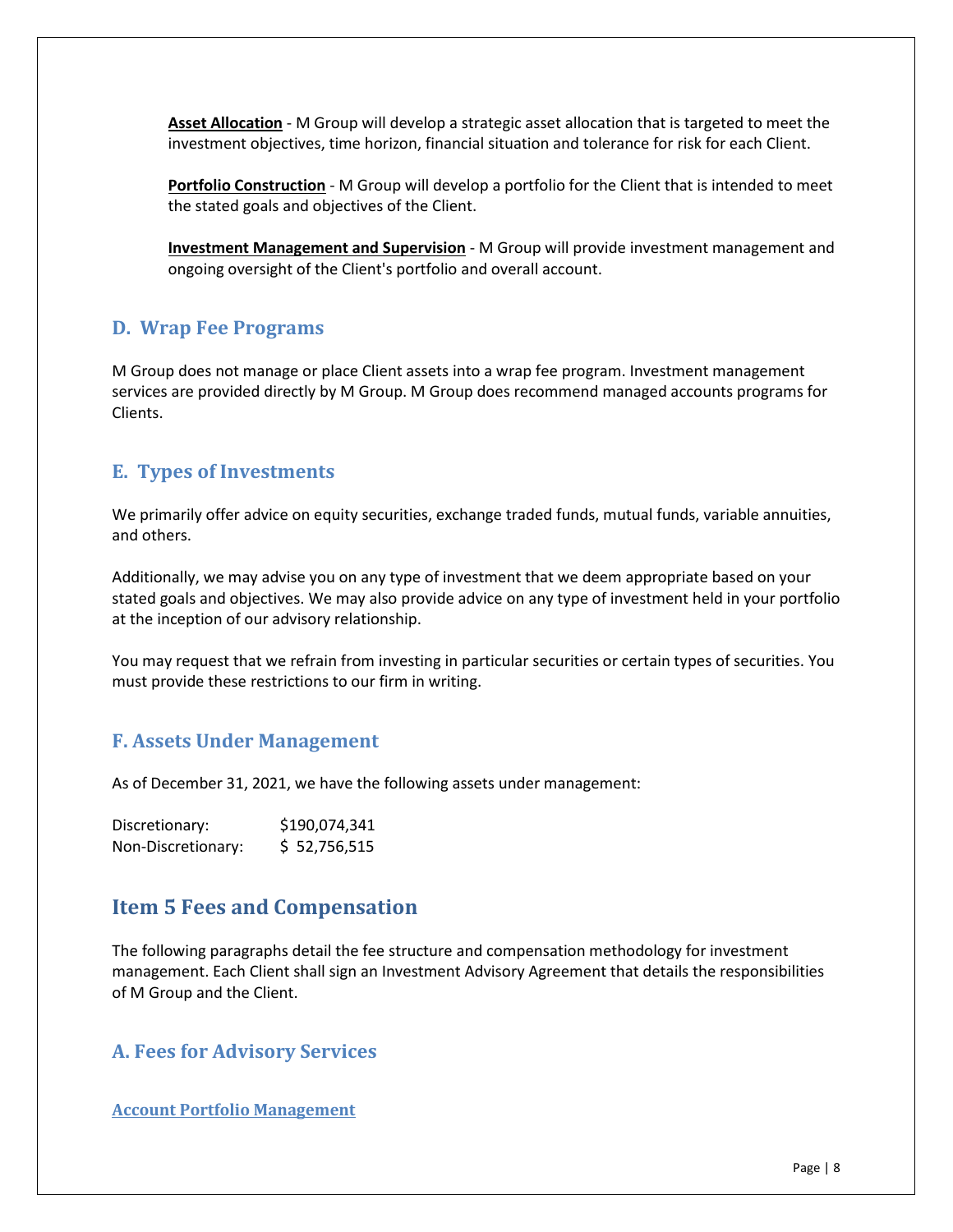**Asset Allocation** - M Group will develop a strategic asset allocation that is targeted to meet the investment objectives, time horizon, financial situation and tolerance for risk for each Client.

**Portfolio Construction** - M Group will develop a portfolio for the Client that is intended to meet the stated goals and objectives of the Client.

**Investment Management and Supervision** - M Group will provide investment management and ongoing oversight of the Client's portfolio and overall account.

### D. Wrap Fee Programs

M Group does not manage or place Client assets into a wrap fee program. Investment management services are provided directly by M Group. M Group does recommend managed accounts programs for Clients.

### E. Types of Investments

We primarily offer advice on equity securities, exchange traded funds, mutual funds, variable annuities, and others.

Additionally, we may advise you on any type of investment that we deem appropriate based on your stated goals and objectives. We may also provide advice on any type of investment held in your portfolio at the inception of our advisory relationship.

You may request that we refrain from investing in particular securities or certain types of securities. You must provide these restrictions to our firm in writing.

### F. Assets Under Management

As of December 31, 2021, we have the following assets under management:

| | |
|---|---|
| Discretionary: | $190,074,341 |
| Non-Discretionary: | $ 52,756,515 |

## Item 5 Fees and Compensation

The following paragraphs detail the fee structure and compensation methodology for investment management. Each Client shall sign an Investment Advisory Agreement that details the responsibilities of M Group and the Client.

### A. Fees for Advisory Services

#### Account Portfolio Management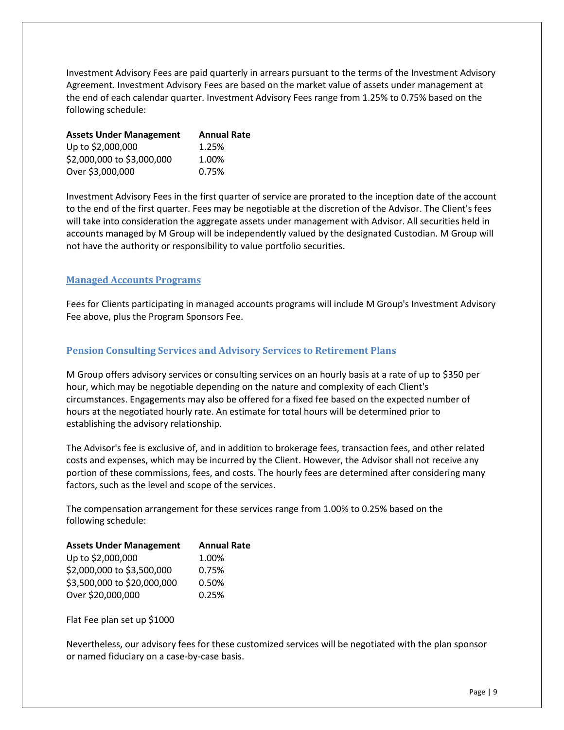Investment Advisory Fees are paid quarterly in arrears pursuant to the terms of the Investment Advisory Agreement. Investment Advisory Fees are based on the market value of assets under management at the end of each calendar quarter. Investment Advisory Fees range from 1.25% to 0.75% based on the following schedule:

| Assets Under Management | Annual Rate |
|---|---|
| Up to $2,000,000 | 1.25% |
| $2,000,000 to $3,000,000 | 1.00% |
| Over $3,000,000 | 0.75% |

Investment Advisory Fees in the first quarter of service are prorated to the inception date of the account to the end of the first quarter. Fees may be negotiable at the discretion of the Advisor. The Client's fees will take into consideration the aggregate assets under management with Advisor. All securities held in accounts managed by M Group will be independently valued by the designated Custodian. M Group will not have the authority or responsibility to value portfolio securities.

## Managed Accounts Programs

Fees for Clients participating in managed accounts programs will include M Group's Investment Advisory Fee above, plus the Program Sponsors Fee.

## Pension Consulting Services and Advisory Services to Retirement Plans

M Group offers advisory services or consulting services on an hourly basis at a rate of up to $350 per hour, which may be negotiable depending on the nature and complexity of each Client's circumstances. Engagements may also be offered for a fixed fee based on the expected number of hours at the negotiated hourly rate. An estimate for total hours will be determined prior to establishing the advisory relationship.

The Advisor's fee is exclusive of, and in addition to brokerage fees, transaction fees, and other related costs and expenses, which may be incurred by the Client. However, the Advisor shall not receive any portion of these commissions, fees, and costs. The hourly fees are determined after considering many factors, such as the level and scope of the services.

The compensation arrangement for these services range from 1.00% to 0.25% based on the following schedule:

| Assets Under Management | Annual Rate |
|---|---|
| Up to $2,000,000 | 1.00% |
| $2,000,000 to $3,500,000 | 0.75% |
| $3,500,000 to $20,000,000 | 0.50% |
| Over $20,000,000 | 0.25% |

Flat Fee plan set up $1000

Nevertheless, our advisory fees for these customized services will be negotiated with the plan sponsor or named fiduciary on a case-by-case basis.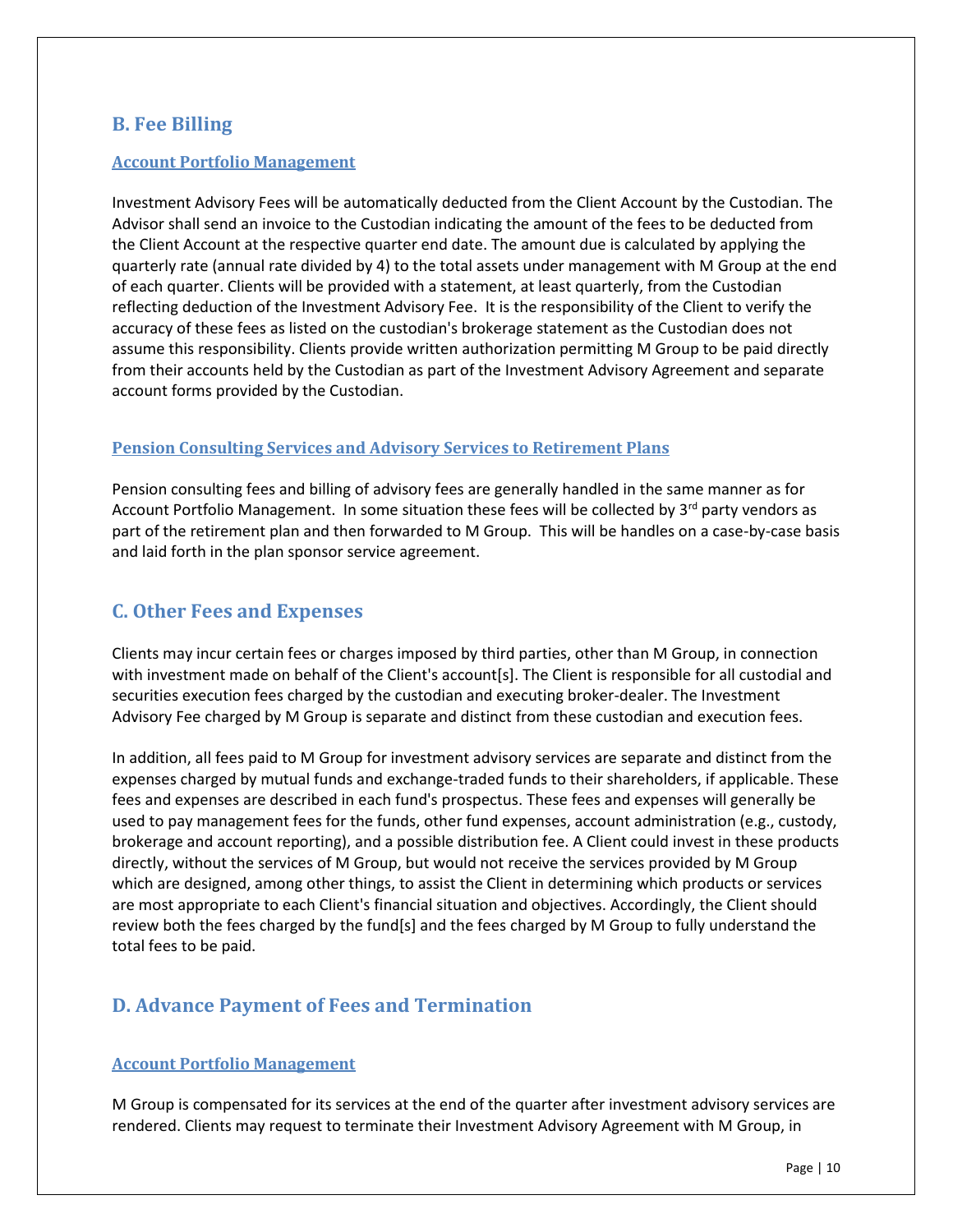## B. Fee Billing

### Account Portfolio Management

Investment Advisory Fees will be automatically deducted from the Client Account by the Custodian. The Advisor shall send an invoice to the Custodian indicating the amount of the fees to be deducted from the Client Account at the respective quarter end date. The amount due is calculated by applying the quarterly rate (annual rate divided by 4) to the total assets under management with M Group at the end of each quarter. Clients will be provided with a statement, at least quarterly, from the Custodian reflecting deduction of the Investment Advisory Fee. It is the responsibility of the Client to verify the accuracy of these fees as listed on the custodian's brokerage statement as the Custodian does not assume this responsibility. Clients provide written authorization permitting M Group to be paid directly from their accounts held by the Custodian as part of the Investment Advisory Agreement and separate account forms provided by the Custodian.

### Pension Consulting Services and Advisory Services to Retirement Plans

Pension consulting fees and billing of advisory fees are generally handled in the same manner as for Account Portfolio Management. In some situation these fees will be collected by 3rd party vendors as part of the retirement plan and then forwarded to M Group. This will be handles on a case-by-case basis and laid forth in the plan sponsor service agreement.

## C. Other Fees and Expenses

Clients may incur certain fees or charges imposed by third parties, other than M Group, in connection with investment made on behalf of the Client's account[s]. The Client is responsible for all custodial and securities execution fees charged by the custodian and executing broker-dealer. The Investment Advisory Fee charged by M Group is separate and distinct from these custodian and execution fees.

In addition, all fees paid to M Group for investment advisory services are separate and distinct from the expenses charged by mutual funds and exchange-traded funds to their shareholders, if applicable. These fees and expenses are described in each fund's prospectus. These fees and expenses will generally be used to pay management fees for the funds, other fund expenses, account administration (e.g., custody, brokerage and account reporting), and a possible distribution fee. A Client could invest in these products directly, without the services of M Group, but would not receive the services provided by M Group which are designed, among other things, to assist the Client in determining which products or services are most appropriate to each Client's financial situation and objectives. Accordingly, the Client should review both the fees charged by the fund[s] and the fees charged by M Group to fully understand the total fees to be paid.

## D. Advance Payment of Fees and Termination

### Account Portfolio Management

M Group is compensated for its services at the end of the quarter after investment advisory services are rendered. Clients may request to terminate their Investment Advisory Agreement with M Group, in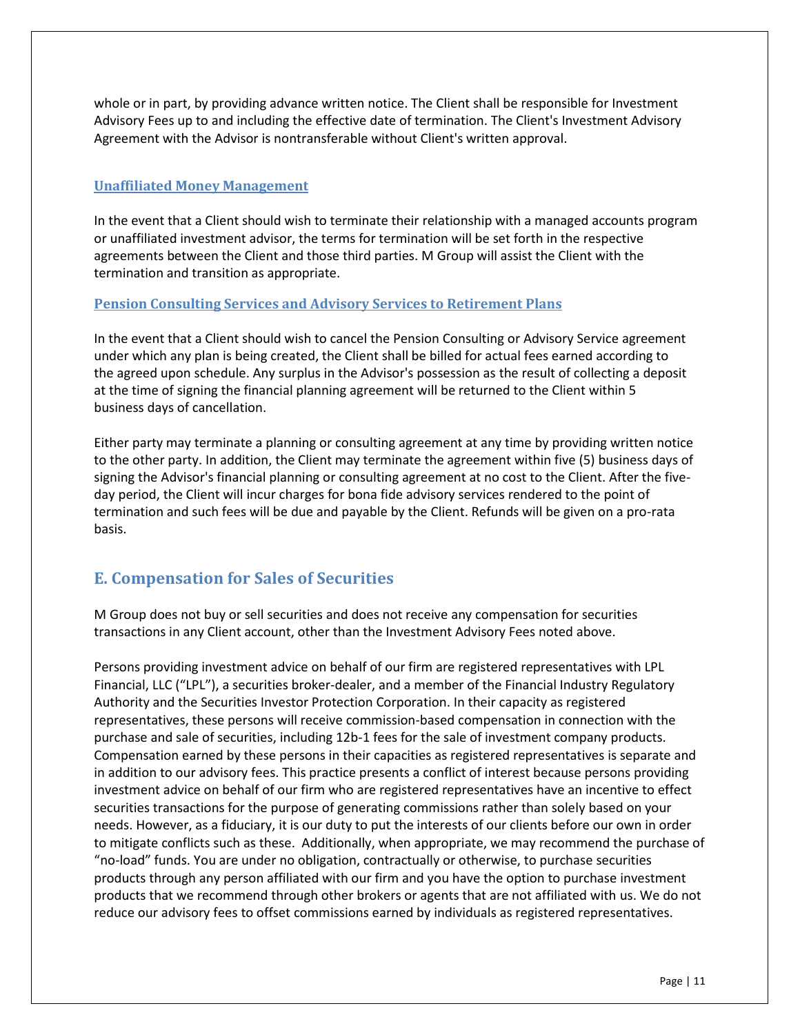whole or in part, by providing advance written notice. The Client shall be responsible for Investment Advisory Fees up to and including the effective date of termination. The Client's Investment Advisory Agreement with the Advisor is nontransferable without Client's written approval.

### Unaffiliated Money Management

In the event that a Client should wish to terminate their relationship with a managed accounts program or unaffiliated investment advisor, the terms for termination will be set forth in the respective agreements between the Client and those third parties. M Group will assist the Client with the termination and transition as appropriate.

### Pension Consulting Services and Advisory Services to Retirement Plans

In the event that a Client should wish to cancel the Pension Consulting or Advisory Service agreement under which any plan is being created, the Client shall be billed for actual fees earned according to the agreed upon schedule. Any surplus in the Advisor's possession as the result of collecting a deposit at the time of signing the financial planning agreement will be returned to the Client within 5 business days of cancellation.

Either party may terminate a planning or consulting agreement at any time by providing written notice to the other party. In addition, the Client may terminate the agreement within five (5) business days of signing the Advisor's financial planning or consulting agreement at no cost to the Client. After the five-day period, the Client will incur charges for bona fide advisory services rendered to the point of termination and such fees will be due and payable by the Client. Refunds will be given on a pro-rata basis.

## E. Compensation for Sales of Securities

M Group does not buy or sell securities and does not receive any compensation for securities transactions in any Client account, other than the Investment Advisory Fees noted above.

Persons providing investment advice on behalf of our firm are registered representatives with LPL Financial, LLC ("LPL"), a securities broker-dealer, and a member of the Financial Industry Regulatory Authority and the Securities Investor Protection Corporation. In their capacity as registered representatives, these persons will receive commission-based compensation in connection with the purchase and sale of securities, including 12b-1 fees for the sale of investment company products. Compensation earned by these persons in their capacities as registered representatives is separate and in addition to our advisory fees. This practice presents a conflict of interest because persons providing investment advice on behalf of our firm who are registered representatives have an incentive to effect securities transactions for the purpose of generating commissions rather than solely based on your needs. However, as a fiduciary, it is our duty to put the interests of our clients before our own in order to mitigate conflicts such as these. Additionally, when appropriate, we may recommend the purchase of "no-load" funds. You are under no obligation, contractually or otherwise, to purchase securities products through any person affiliated with our firm and you have the option to purchase investment products that we recommend through other brokers or agents that are not affiliated with us. We do not reduce our advisory fees to offset commissions earned by individuals as registered representatives.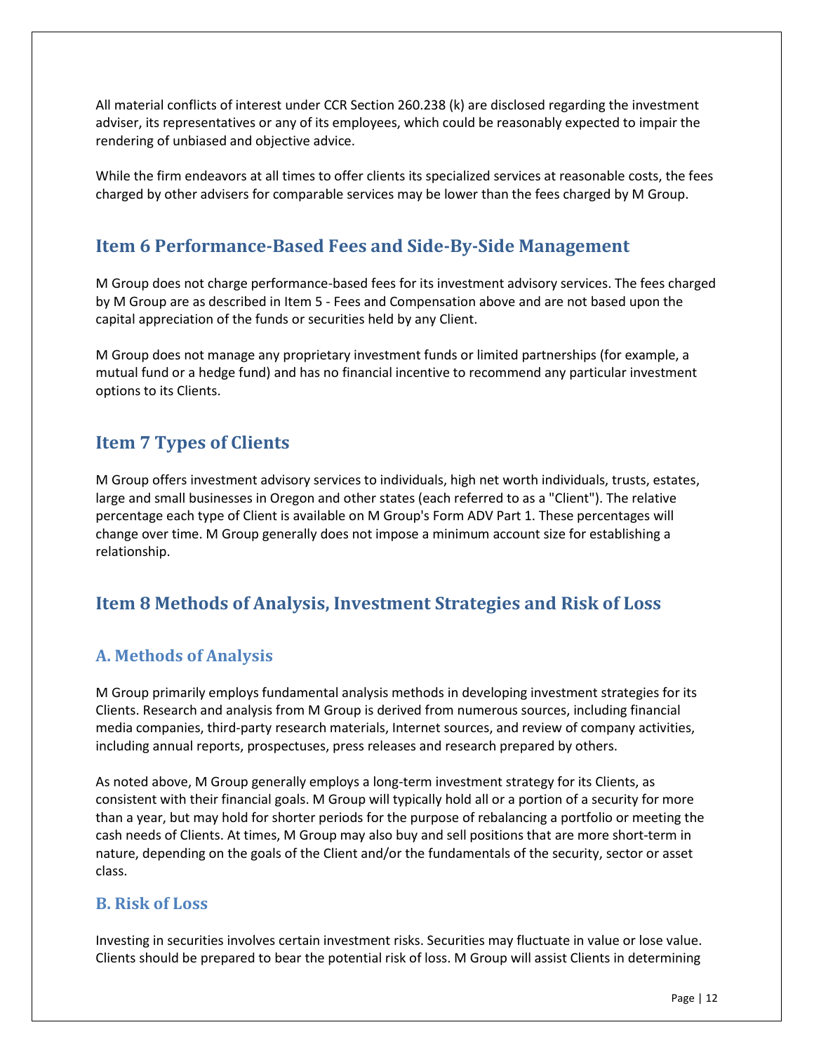All material conflicts of interest under CCR Section 260.238 (k) are disclosed regarding the investment adviser, its representatives or any of its employees, which could be reasonably expected to impair the rendering of unbiased and objective advice.

While the firm endeavors at all times to offer clients its specialized services at reasonable costs, the fees charged by other advisers for comparable services may be lower than the fees charged by M Group.

## Item 6 Performance-Based Fees and Side-By-Side Management

M Group does not charge performance-based fees for its investment advisory services. The fees charged by M Group are as described in Item 5 - Fees and Compensation above and are not based upon the capital appreciation of the funds or securities held by any Client.

M Group does not manage any proprietary investment funds or limited partnerships (for example, a mutual fund or a hedge fund) and has no financial incentive to recommend any particular investment options to its Clients.

## Item 7 Types of Clients

M Group offers investment advisory services to individuals, high net worth individuals, trusts, estates, large and small businesses in Oregon and other states (each referred to as a "Client"). The relative percentage each type of Client is available on M Group's Form ADV Part 1. These percentages will change over time. M Group generally does not impose a minimum account size for establishing a relationship.

## Item 8 Methods of Analysis, Investment Strategies and Risk of Loss

### A. Methods of Analysis

M Group primarily employs fundamental analysis methods in developing investment strategies for its Clients. Research and analysis from M Group is derived from numerous sources, including financial media companies, third-party research materials, Internet sources, and review of company activities, including annual reports, prospectuses, press releases and research prepared by others.

As noted above, M Group generally employs a long-term investment strategy for its Clients, as consistent with their financial goals. M Group will typically hold all or a portion of a security for more than a year, but may hold for shorter periods for the purpose of rebalancing a portfolio or meeting the cash needs of Clients. At times, M Group may also buy and sell positions that are more short-term in nature, depending on the goals of the Client and/or the fundamentals of the security, sector or asset class.

### B. Risk of Loss

Investing in securities involves certain investment risks. Securities may fluctuate in value or lose value. Clients should be prepared to bear the potential risk of loss. M Group will assist Clients in determining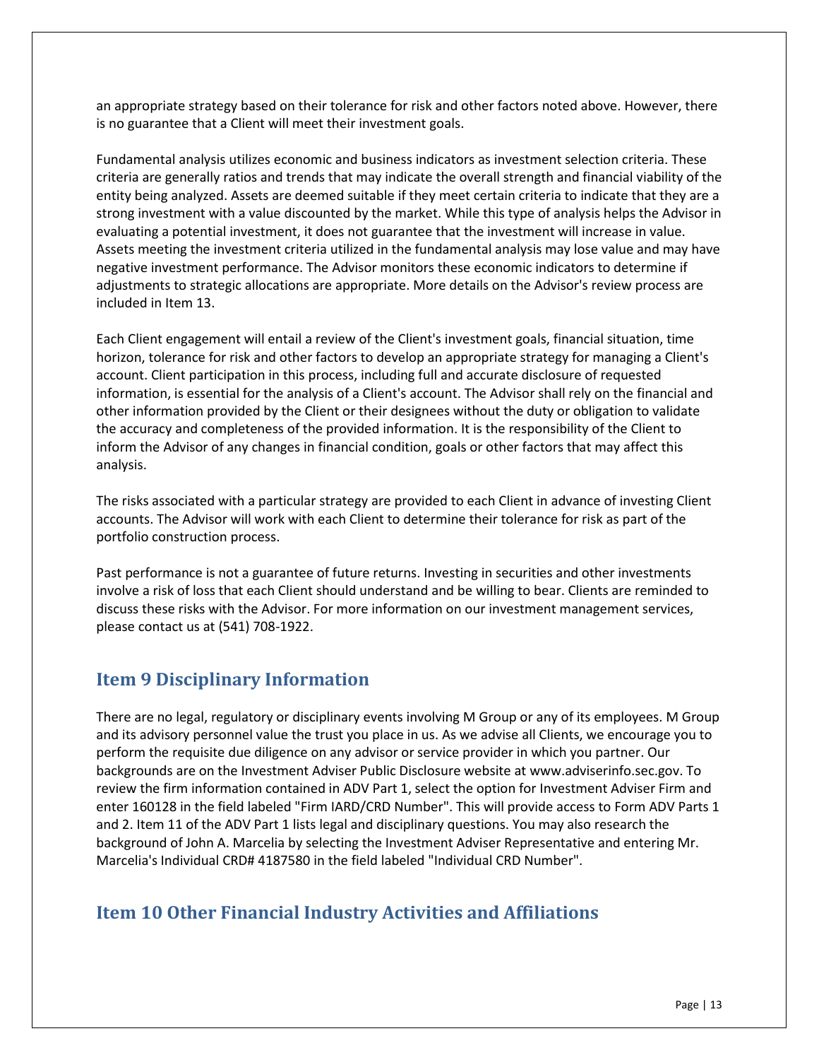an appropriate strategy based on their tolerance for risk and other factors noted above. However, there is no guarantee that a Client will meet their investment goals.

Fundamental analysis utilizes economic and business indicators as investment selection criteria. These criteria are generally ratios and trends that may indicate the overall strength and financial viability of the entity being analyzed. Assets are deemed suitable if they meet certain criteria to indicate that they are a strong investment with a value discounted by the market. While this type of analysis helps the Advisor in evaluating a potential investment, it does not guarantee that the investment will increase in value. Assets meeting the investment criteria utilized in the fundamental analysis may lose value and may have negative investment performance. The Advisor monitors these economic indicators to determine if adjustments to strategic allocations are appropriate. More details on the Advisor's review process are included in Item 13.

Each Client engagement will entail a review of the Client's investment goals, financial situation, time horizon, tolerance for risk and other factors to develop an appropriate strategy for managing a Client's account. Client participation in this process, including full and accurate disclosure of requested information, is essential for the analysis of a Client's account. The Advisor shall rely on the financial and other information provided by the Client or their designees without the duty or obligation to validate the accuracy and completeness of the provided information. It is the responsibility of the Client to inform the Advisor of any changes in financial condition, goals or other factors that may affect this analysis.

The risks associated with a particular strategy are provided to each Client in advance of investing Client accounts. The Advisor will work with each Client to determine their tolerance for risk as part of the portfolio construction process.

Past performance is not a guarantee of future returns. Investing in securities and other investments involve a risk of loss that each Client should understand and be willing to bear. Clients are reminded to discuss these risks with the Advisor. For more information on our investment management services, please contact us at (541) 708-1922.

## Item 9 Disciplinary Information

There are no legal, regulatory or disciplinary events involving M Group or any of its employees. M Group and its advisory personnel value the trust you place in us. As we advise all Clients, we encourage you to perform the requisite due diligence on any advisor or service provider in which you partner. Our backgrounds are on the Investment Adviser Public Disclosure website at www.adviserinfo.sec.gov. To review the firm information contained in ADV Part 1, select the option for Investment Adviser Firm and enter 160128 in the field labeled "Firm IARD/CRD Number". This will provide access to Form ADV Parts 1 and 2. Item 11 of the ADV Part 1 lists legal and disciplinary questions. You may also research the background of John A. Marcelia by selecting the Investment Adviser Representative and entering Mr. Marcelia's Individual CRD# 4187580 in the field labeled "Individual CRD Number".

## Item 10 Other Financial Industry Activities and Affiliations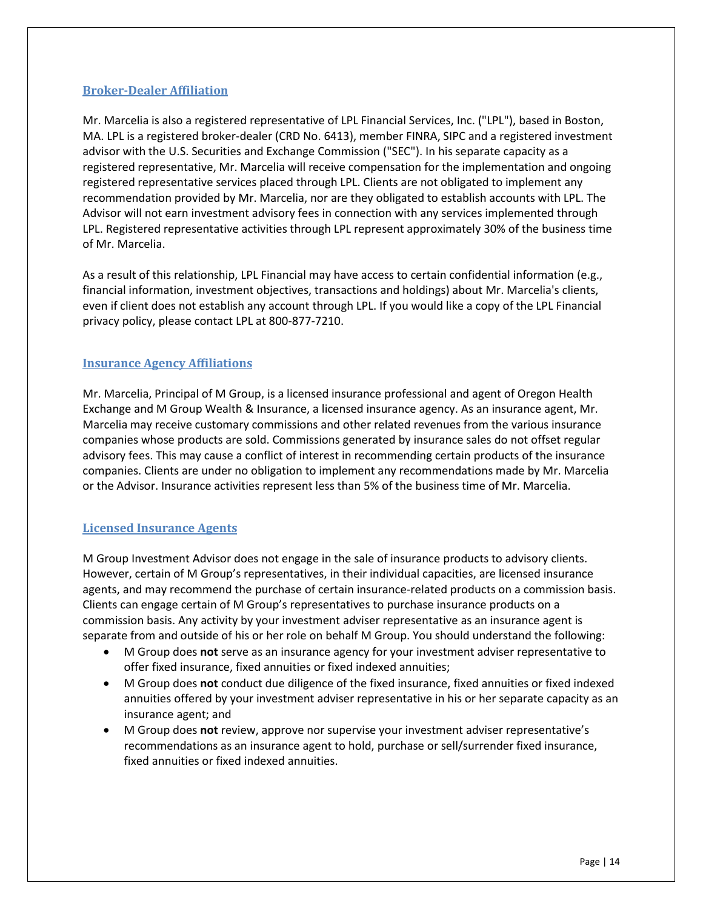### Broker-Dealer Affiliation

Mr. Marcelia is also a registered representative of LPL Financial Services, Inc. ("LPL"), based in Boston, MA. LPL is a registered broker-dealer (CRD No. 6413), member FINRA, SIPC and a registered investment advisor with the U.S. Securities and Exchange Commission ("SEC"). In his separate capacity as a registered representative, Mr. Marcelia will receive compensation for the implementation and ongoing registered representative services placed through LPL. Clients are not obligated to implement any recommendation provided by Mr. Marcelia, nor are they obligated to establish accounts with LPL. The Advisor will not earn investment advisory fees in connection with any services implemented through LPL. Registered representative activities through LPL represent approximately 30% of the business time of Mr. Marcelia.

As a result of this relationship, LPL Financial may have access to certain confidential information (e.g., financial information, investment objectives, transactions and holdings) about Mr. Marcelia's clients, even if client does not establish any account through LPL. If you would like a copy of the LPL Financial privacy policy, please contact LPL at 800-877-7210.

### Insurance Agency Affiliations

Mr. Marcelia, Principal of M Group, is a licensed insurance professional and agent of Oregon Health Exchange and M Group Wealth & Insurance, a licensed insurance agency. As an insurance agent, Mr. Marcelia may receive customary commissions and other related revenues from the various insurance companies whose products are sold. Commissions generated by insurance sales do not offset regular advisory fees. This may cause a conflict of interest in recommending certain products of the insurance companies. Clients are under no obligation to implement any recommendations made by Mr. Marcelia or the Advisor. Insurance activities represent less than 5% of the business time of Mr. Marcelia.

### Licensed Insurance Agents

M Group Investment Advisor does not engage in the sale of insurance products to advisory clients. However, certain of M Group's representatives, in their individual capacities, are licensed insurance agents, and may recommend the purchase of certain insurance-related products on a commission basis. Clients can engage certain of M Group's representatives to purchase insurance products on a commission basis. Any activity by your investment adviser representative as an insurance agent is separate from and outside of his or her role on behalf M Group. You should understand the following:

- M Group does **not** serve as an insurance agency for your investment adviser representative to offer fixed insurance, fixed annuities or fixed indexed annuities;
- M Group does **not** conduct due diligence of the fixed insurance, fixed annuities or fixed indexed annuities offered by your investment adviser representative in his or her separate capacity as an insurance agent; and
- M Group does **not** review, approve nor supervise your investment adviser representative's recommendations as an insurance agent to hold, purchase or sell/surrender fixed insurance, fixed annuities or fixed indexed annuities.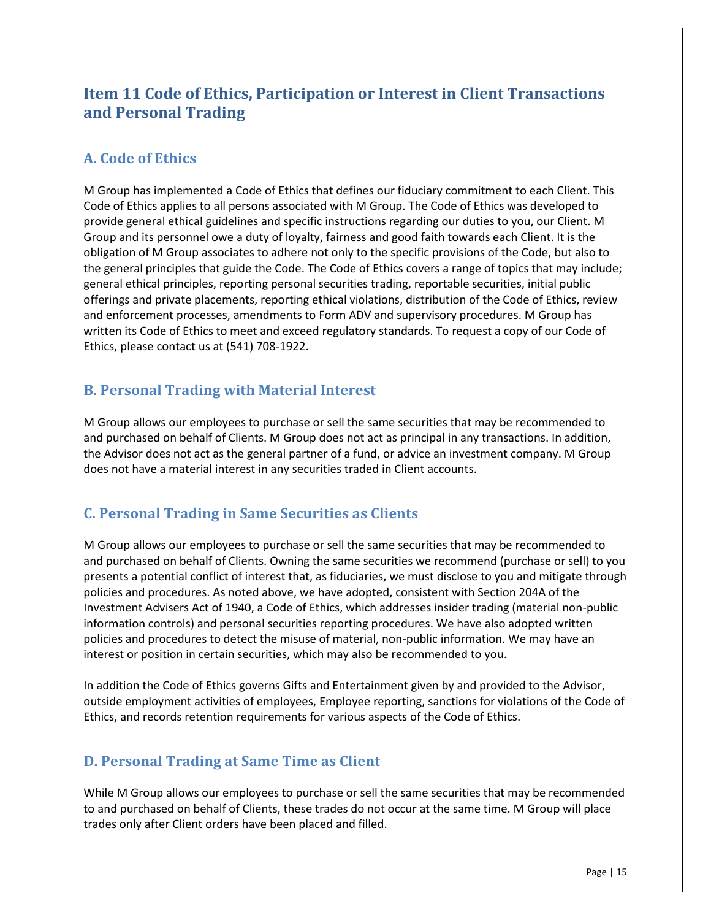# Item 11 Code of Ethics, Participation or Interest in Client Transactions and Personal Trading

## A. Code of Ethics

M Group has implemented a Code of Ethics that defines our fiduciary commitment to each Client. This Code of Ethics applies to all persons associated with M Group. The Code of Ethics was developed to provide general ethical guidelines and specific instructions regarding our duties to you, our Client. M Group and its personnel owe a duty of loyalty, fairness and good faith towards each Client. It is the obligation of M Group associates to adhere not only to the specific provisions of the Code, but also to the general principles that guide the Code. The Code of Ethics covers a range of topics that may include; general ethical principles, reporting personal securities trading, reportable securities, initial public offerings and private placements, reporting ethical violations, distribution of the Code of Ethics, review and enforcement processes, amendments to Form ADV and supervisory procedures. M Group has written its Code of Ethics to meet and exceed regulatory standards. To request a copy of our Code of Ethics, please contact us at (541) 708-1922.

## B. Personal Trading with Material Interest

M Group allows our employees to purchase or sell the same securities that may be recommended to and purchased on behalf of Clients. M Group does not act as principal in any transactions. In addition, the Advisor does not act as the general partner of a fund, or advice an investment company. M Group does not have a material interest in any securities traded in Client accounts.

## C. Personal Trading in Same Securities as Clients

M Group allows our employees to purchase or sell the same securities that may be recommended to and purchased on behalf of Clients. Owning the same securities we recommend (purchase or sell) to you presents a potential conflict of interest that, as fiduciaries, we must disclose to you and mitigate through policies and procedures. As noted above, we have adopted, consistent with Section 204A of the Investment Advisers Act of 1940, a Code of Ethics, which addresses insider trading (material non-public information controls) and personal securities reporting procedures. We have also adopted written policies and procedures to detect the misuse of material, non-public information. We may have an interest or position in certain securities, which may also be recommended to you.

In addition the Code of Ethics governs Gifts and Entertainment given by and provided to the Advisor, outside employment activities of employees, Employee reporting, sanctions for violations of the Code of Ethics, and records retention requirements for various aspects of the Code of Ethics.

## D. Personal Trading at Same Time as Client

While M Group allows our employees to purchase or sell the same securities that may be recommended to and purchased on behalf of Clients, these trades do not occur at the same time. M Group will place trades only after Client orders have been placed and filled.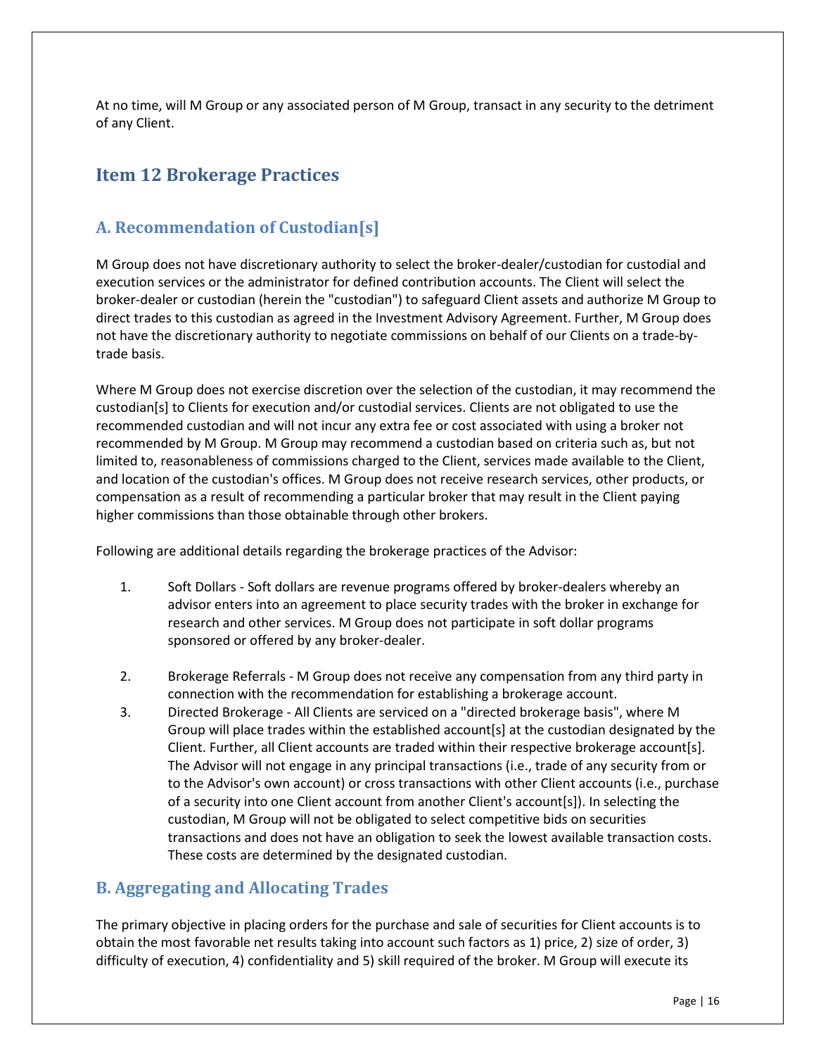At no time, will M Group or any associated person of M Group, transact in any security to the detriment of any Client.

## Item 12 Brokerage Practices

### A. Recommendation of Custodian[s]

M Group does not have discretionary authority to select the broker-dealer/custodian for custodial and execution services or the administrator for defined contribution accounts. The Client will select the broker-dealer or custodian (herein the "custodian") to safeguard Client assets and authorize M Group to direct trades to this custodian as agreed in the Investment Advisory Agreement. Further, M Group does not have the discretionary authority to negotiate commissions on behalf of our Clients on a trade-by-trade basis.

Where M Group does not exercise discretion over the selection of the custodian, it may recommend the custodian[s] to Clients for execution and/or custodial services. Clients are not obligated to use the recommended custodian and will not incur any extra fee or cost associated with using a broker not recommended by M Group. M Group may recommend a custodian based on criteria such as, but not limited to, reasonableness of commissions charged to the Client, services made available to the Client, and location of the custodian's offices. M Group does not receive research services, other products, or compensation as a result of recommending a particular broker that may result in the Client paying higher commissions than those obtainable through other brokers.

Following are additional details regarding the brokerage practices of the Advisor:

1. Soft Dollars - Soft dollars are revenue programs offered by broker-dealers whereby an advisor enters into an agreement to place security trades with the broker in exchange for research and other services. M Group does not participate in soft dollar programs sponsored or offered by any broker-dealer.

2. Brokerage Referrals - M Group does not receive any compensation from any third party in connection with the recommendation for establishing a brokerage account.

3. Directed Brokerage - All Clients are serviced on a "directed brokerage basis", where M Group will place trades within the established account[s] at the custodian designated by the Client. Further, all Client accounts are traded within their respective brokerage account[s]. The Advisor will not engage in any principal transactions (i.e., trade of any security from or to the Advisor's own account) or cross transactions with other Client accounts (i.e., purchase of a security into one Client account from another Client's account[s]). In selecting the custodian, M Group will not be obligated to select competitive bids on securities transactions and does not have an obligation to seek the lowest available transaction costs. These costs are determined by the designated custodian.

### B. Aggregating and Allocating Trades

The primary objective in placing orders for the purchase and sale of securities for Client accounts is to obtain the most favorable net results taking into account such factors as 1) price, 2) size of order, 3) difficulty of execution, 4) confidentiality and 5) skill required of the broker. M Group will execute its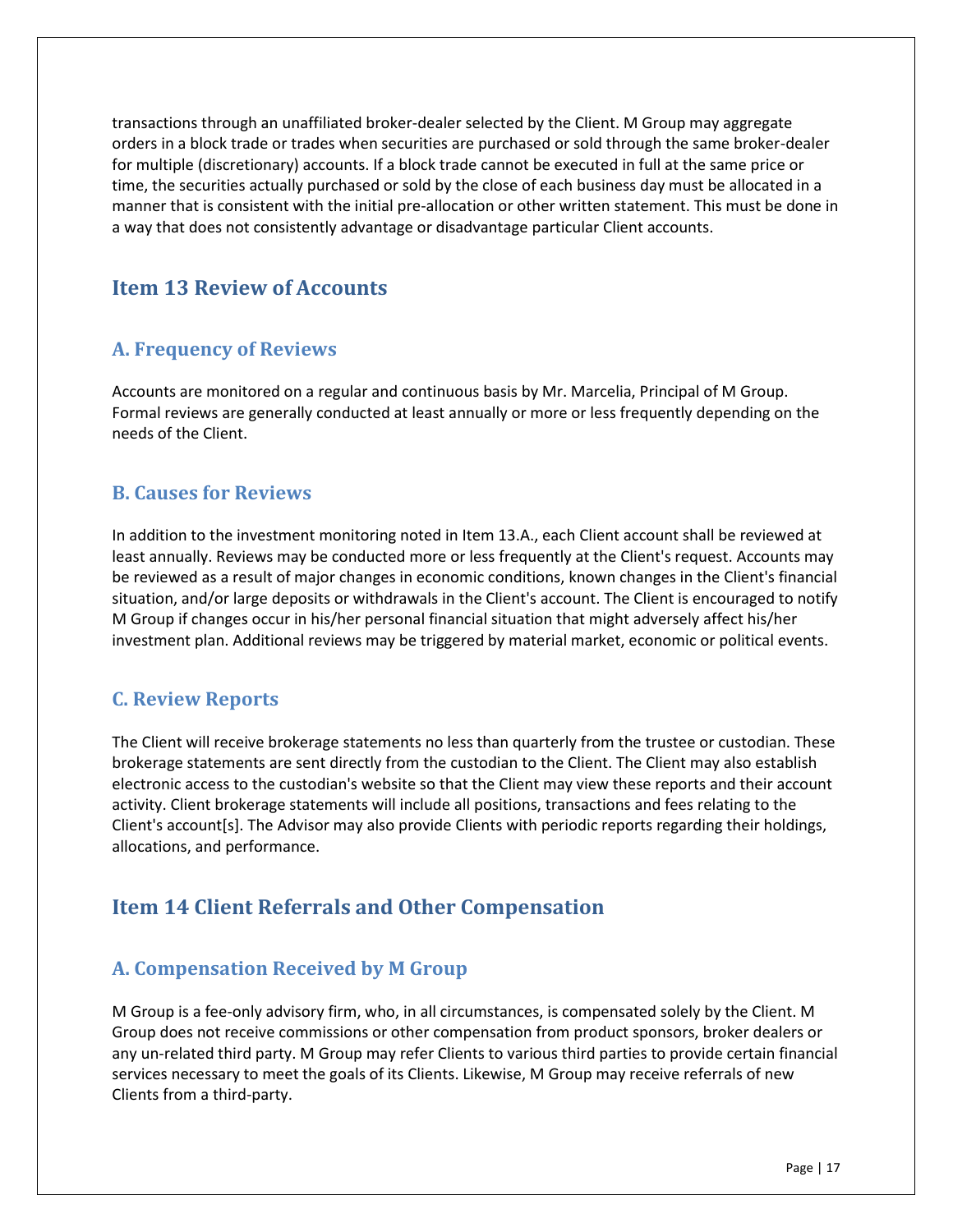transactions through an unaffiliated broker-dealer selected by the Client. M Group may aggregate orders in a block trade or trades when securities are purchased or sold through the same broker-dealer for multiple (discretionary) accounts. If a block trade cannot be executed in full at the same price or time, the securities actually purchased or sold by the close of each business day must be allocated in a manner that is consistent with the initial pre-allocation or other written statement. This must be done in a way that does not consistently advantage or disadvantage particular Client accounts.

## Item 13 Review of Accounts

### A. Frequency of Reviews

Accounts are monitored on a regular and continuous basis by Mr. Marcelia, Principal of M Group. Formal reviews are generally conducted at least annually or more or less frequently depending on the needs of the Client.

### B. Causes for Reviews

In addition to the investment monitoring noted in Item 13.A., each Client account shall be reviewed at least annually. Reviews may be conducted more or less frequently at the Client's request. Accounts may be reviewed as a result of major changes in economic conditions, known changes in the Client's financial situation, and/or large deposits or withdrawals in the Client's account. The Client is encouraged to notify M Group if changes occur in his/her personal financial situation that might adversely affect his/her investment plan. Additional reviews may be triggered by material market, economic or political events.

### C. Review Reports

The Client will receive brokerage statements no less than quarterly from the trustee or custodian. These brokerage statements are sent directly from the custodian to the Client. The Client may also establish electronic access to the custodian's website so that the Client may view these reports and their account activity. Client brokerage statements will include all positions, transactions and fees relating to the Client's account[s]. The Advisor may also provide Clients with periodic reports regarding their holdings, allocations, and performance.

## Item 14 Client Referrals and Other Compensation

### A. Compensation Received by M Group

M Group is a fee-only advisory firm, who, in all circumstances, is compensated solely by the Client. M Group does not receive commissions or other compensation from product sponsors, broker dealers or any un-related third party. M Group may refer Clients to various third parties to provide certain financial services necessary to meet the goals of its Clients. Likewise, M Group may receive referrals of new Clients from a third-party.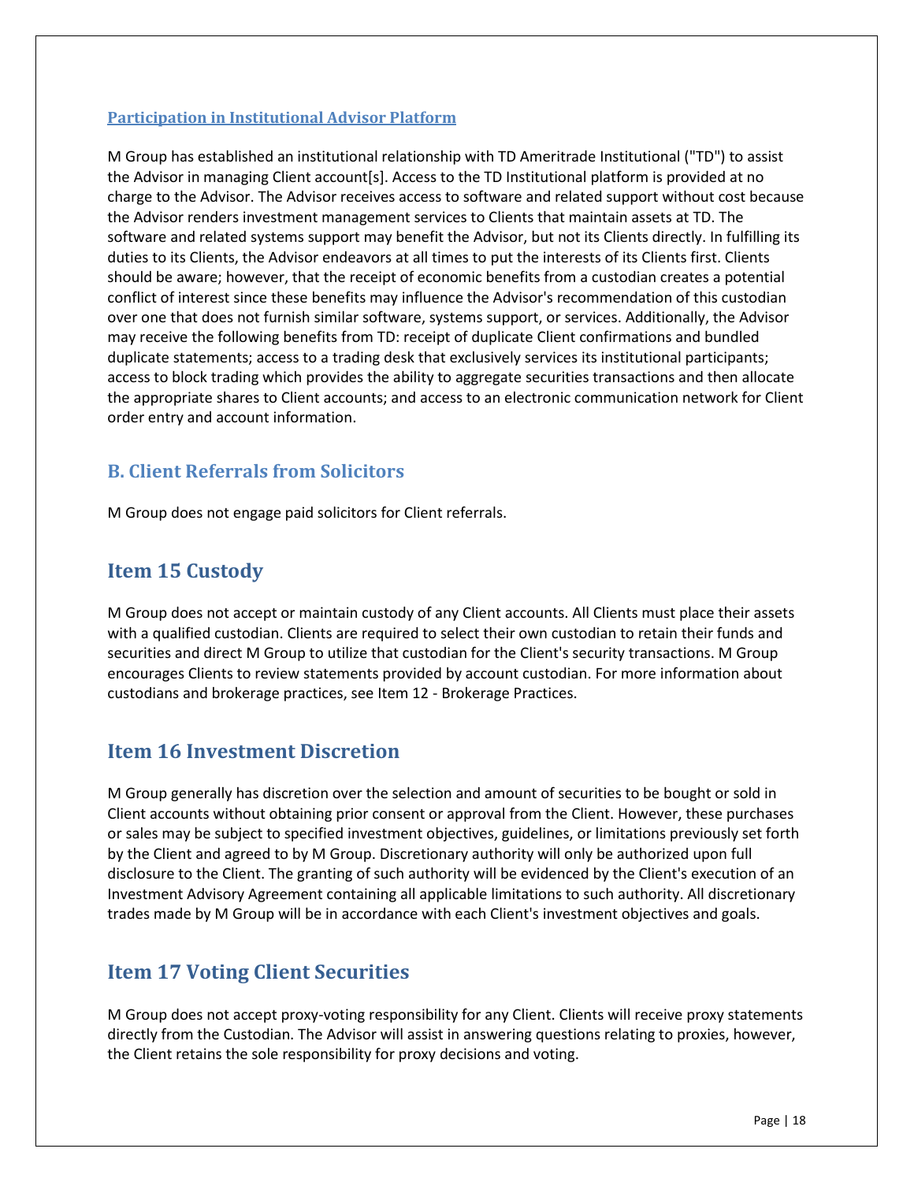### Participation in Institutional Advisor Platform

M Group has established an institutional relationship with TD Ameritrade Institutional ("TD") to assist the Advisor in managing Client account[s]. Access to the TD Institutional platform is provided at no charge to the Advisor. The Advisor receives access to software and related support without cost because the Advisor renders investment management services to Clients that maintain assets at TD. The software and related systems support may benefit the Advisor, but not its Clients directly. In fulfilling its duties to its Clients, the Advisor endeavors at all times to put the interests of its Clients first. Clients should be aware; however, that the receipt of economic benefits from a custodian creates a potential conflict of interest since these benefits may influence the Advisor's recommendation of this custodian over one that does not furnish similar software, systems support, or services. Additionally, the Advisor may receive the following benefits from TD: receipt of duplicate Client confirmations and bundled duplicate statements; access to a trading desk that exclusively services its institutional participants; access to block trading which provides the ability to aggregate securities transactions and then allocate the appropriate shares to Client accounts; and access to an electronic communication network for Client order entry and account information.

## B. Client Referrals from Solicitors

M Group does not engage paid solicitors for Client referrals.

# Item 15 Custody

M Group does not accept or maintain custody of any Client accounts. All Clients must place their assets with a qualified custodian. Clients are required to select their own custodian to retain their funds and securities and direct M Group to utilize that custodian for the Client's security transactions. M Group encourages Clients to review statements provided by account custodian. For more information about custodians and brokerage practices, see Item 12 - Brokerage Practices.

# Item 16 Investment Discretion

M Group generally has discretion over the selection and amount of securities to be bought or sold in Client accounts without obtaining prior consent or approval from the Client. However, these purchases or sales may be subject to specified investment objectives, guidelines, or limitations previously set forth by the Client and agreed to by M Group. Discretionary authority will only be authorized upon full disclosure to the Client. The granting of such authority will be evidenced by the Client's execution of an Investment Advisory Agreement containing all applicable limitations to such authority. All discretionary trades made by M Group will be in accordance with each Client's investment objectives and goals.

# Item 17 Voting Client Securities

M Group does not accept proxy-voting responsibility for any Client. Clients will receive proxy statements directly from the Custodian. The Advisor will assist in answering questions relating to proxies, however, the Client retains the sole responsibility for proxy decisions and voting.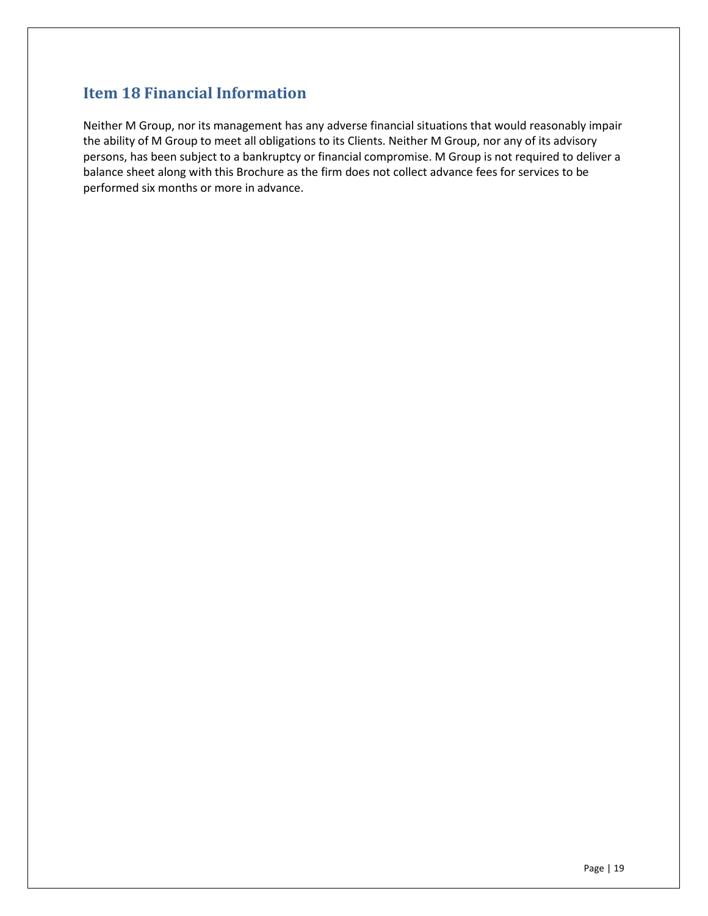## Item 18 Financial Information

Neither M Group, nor its management has any adverse financial situations that would reasonably impair the ability of M Group to meet all obligations to its Clients. Neither M Group, nor any of its advisory persons, has been subject to a bankruptcy or financial compromise. M Group is not required to deliver a balance sheet along with this Brochure as the firm does not collect advance fees for services to be performed six months or more in advance.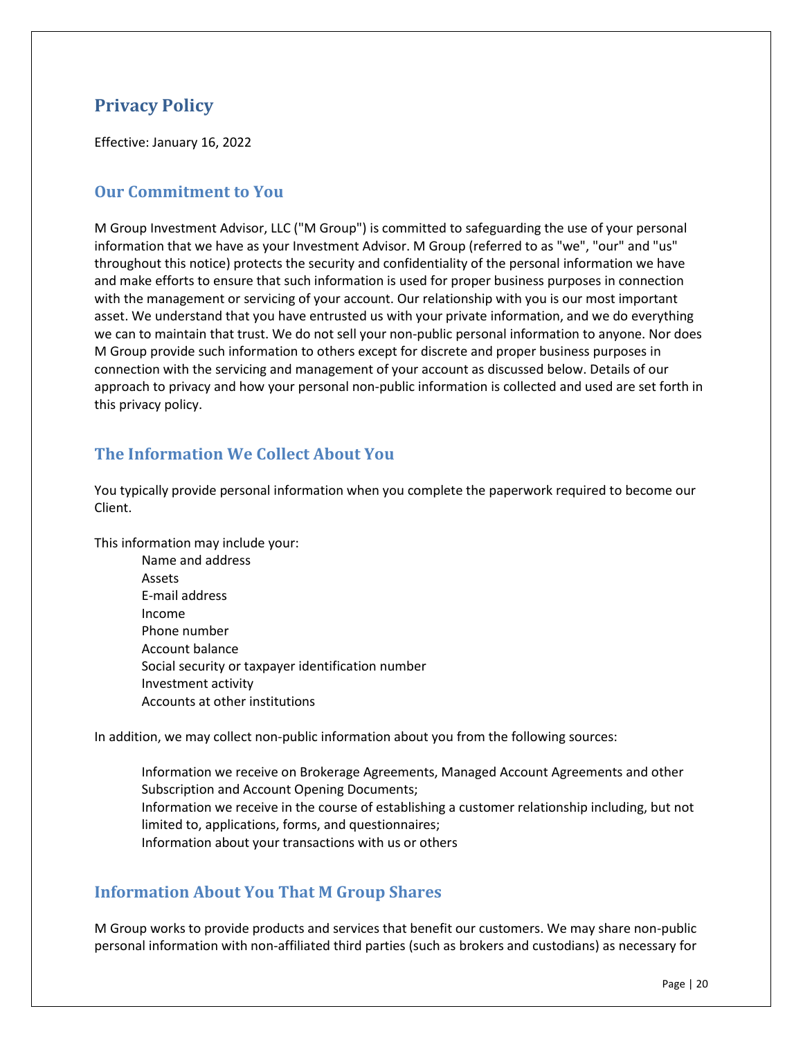## Privacy Policy

Effective: January 16, 2022

### Our Commitment to You

M Group Investment Advisor, LLC ("M Group") is committed to safeguarding the use of your personal information that we have as your Investment Advisor. M Group (referred to as "we", "our" and "us" throughout this notice) protects the security and confidentiality of the personal information we have and make efforts to ensure that such information is used for proper business purposes in connection with the management or servicing of your account. Our relationship with you is our most important asset. We understand that you have entrusted us with your private information, and we do everything we can to maintain that trust. We do not sell your non-public personal information to anyone. Nor does M Group provide such information to others except for discrete and proper business purposes in connection with the servicing and management of your account as discussed below. Details of our approach to privacy and how your personal non-public information is collected and used are set forth in this privacy policy.

### The Information We Collect About You

You typically provide personal information when you complete the paperwork required to become our Client.

This information may include your:

- Name and address
- Assets
- E-mail address
- Income
- Phone number
- Account balance
- Social security or taxpayer identification number
- Investment activity
- Accounts at other institutions

In addition, we may collect non-public information about you from the following sources:

- Information we receive on Brokerage Agreements, Managed Account Agreements and other Subscription and Account Opening Documents;
- Information we receive in the course of establishing a customer relationship including, but not limited to, applications, forms, and questionnaires;
- Information about your transactions with us or others

### Information About You That M Group Shares

M Group works to provide products and services that benefit our customers. We may share non-public personal information with non-affiliated third parties (such as brokers and custodians) as necessary for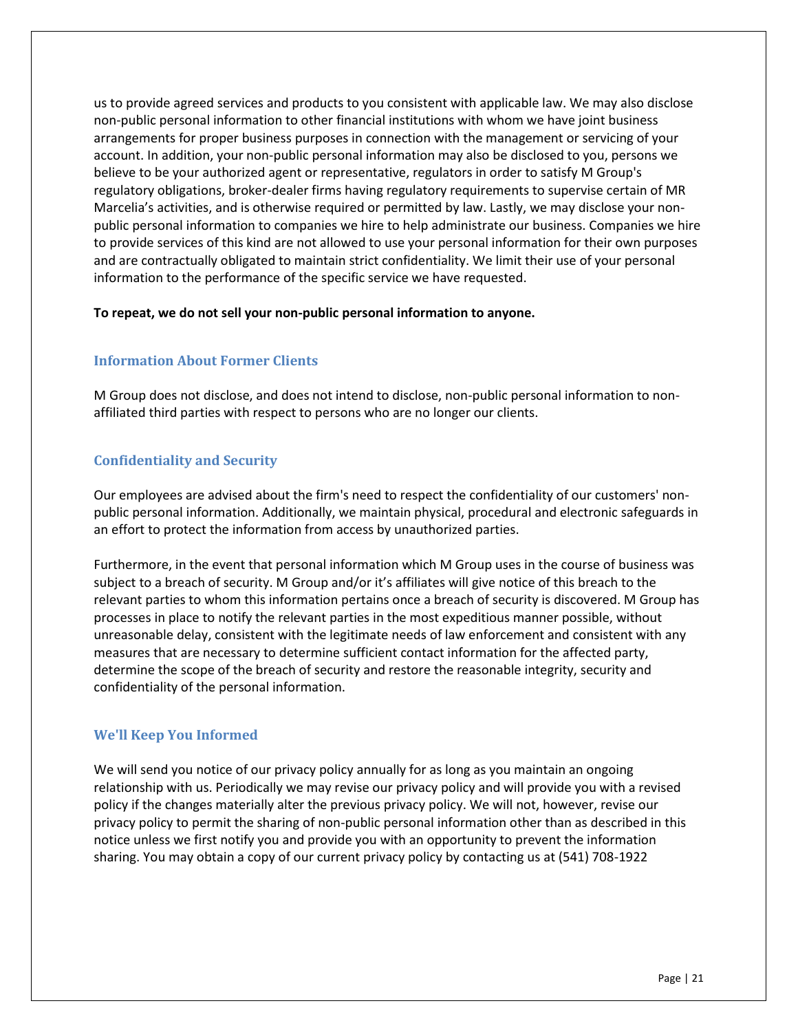us to provide agreed services and products to you consistent with applicable law. We may also disclose non-public personal information to other financial institutions with whom we have joint business arrangements for proper business purposes in connection with the management or servicing of your account. In addition, your non-public personal information may also be disclosed to you, persons we believe to be your authorized agent or representative, regulators in order to satisfy M Group's regulatory obligations, broker-dealer firms having regulatory requirements to supervise certain of MR Marcelia's activities, and is otherwise required or permitted by law. Lastly, we may disclose your non-public personal information to companies we hire to help administrate our business. Companies we hire to provide services of this kind are not allowed to use your personal information for their own purposes and are contractually obligated to maintain strict confidentiality. We limit their use of your personal information to the performance of the specific service we have requested.

**To repeat, we do not sell your non-public personal information to anyone.**

## Information About Former Clients

M Group does not disclose, and does not intend to disclose, non-public personal information to non-affiliated third parties with respect to persons who are no longer our clients.

## Confidentiality and Security

Our employees are advised about the firm's need to respect the confidentiality of our customers' non-public personal information. Additionally, we maintain physical, procedural and electronic safeguards in an effort to protect the information from access by unauthorized parties.

Furthermore, in the event that personal information which M Group uses in the course of business was subject to a breach of security. M Group and/or it's affiliates will give notice of this breach to the relevant parties to whom this information pertains once a breach of security is discovered. M Group has processes in place to notify the relevant parties in the most expeditious manner possible, without unreasonable delay, consistent with the legitimate needs of law enforcement and consistent with any measures that are necessary to determine sufficient contact information for the affected party, determine the scope of the breach of security and restore the reasonable integrity, security and confidentiality of the personal information.

## We'll Keep You Informed

We will send you notice of our privacy policy annually for as long as you maintain an ongoing relationship with us. Periodically we may revise our privacy policy and will provide you with a revised policy if the changes materially alter the previous privacy policy. We will not, however, revise our privacy policy to permit the sharing of non-public personal information other than as described in this notice unless we first notify you and provide you with an opportunity to prevent the information sharing. You may obtain a copy of our current privacy policy by contacting us at (541) 708-1922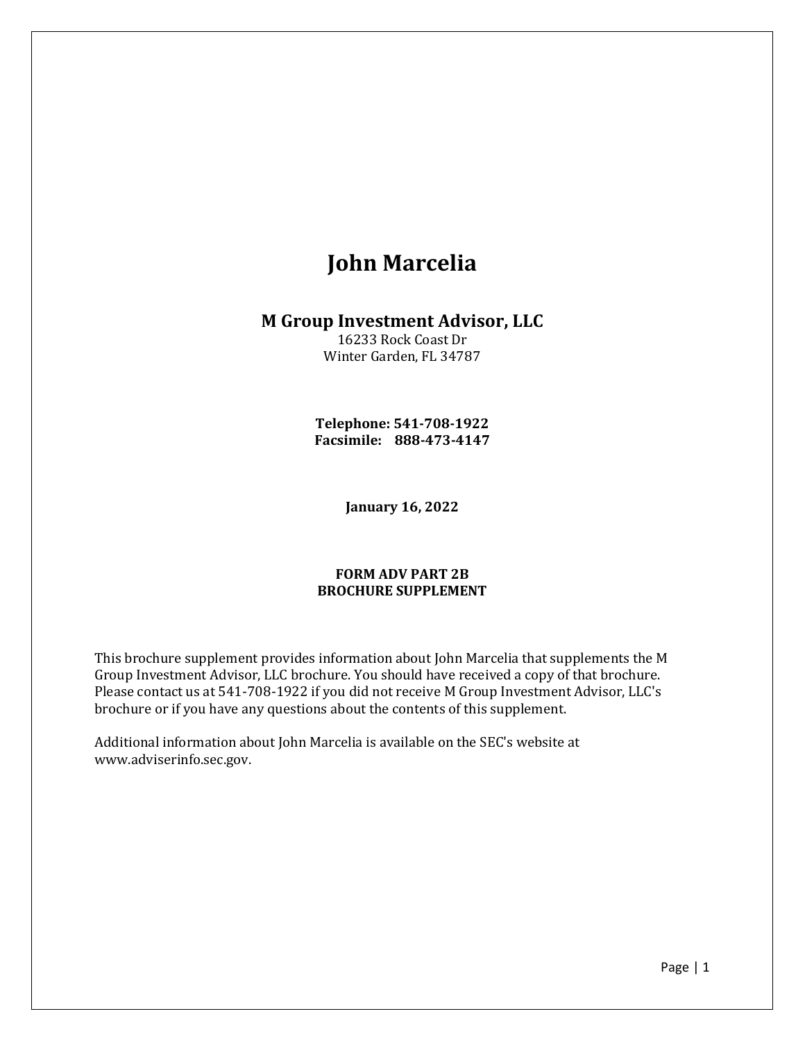# John Marcelia

## M Group Investment Advisor, LLC

16233 Rock Coast Dr
Winter Garden, FL 34787

**Telephone: 541-708-1922**
**Facsimile: 888-473-4147**

**January 16, 2022**

**FORM ADV PART 2B**
**BROCHURE SUPPLEMENT**

This brochure supplement provides information about John Marcelia that supplements the M Group Investment Advisor, LLC brochure. You should have received a copy of that brochure. Please contact us at 541-708-1922 if you did not receive M Group Investment Advisor, LLC's brochure or if you have any questions about the contents of this supplement.

Additional information about John Marcelia is available on the SEC's website at www.adviserinfo.sec.gov.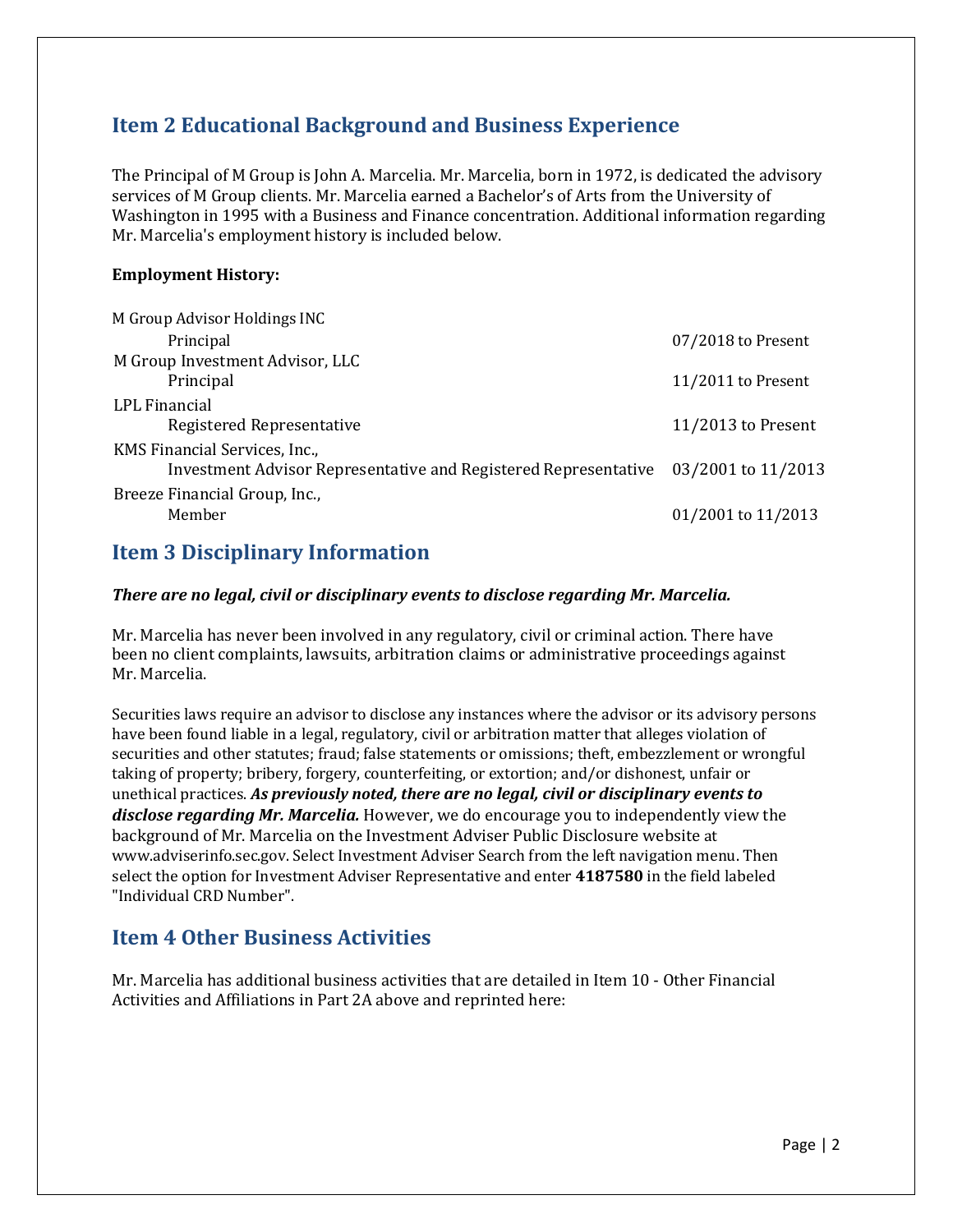## Item 2 Educational Background and Business Experience

The Principal of M Group is John A. Marcelia. Mr. Marcelia, born in 1972, is dedicated the advisory services of M Group clients. Mr. Marcelia earned a Bachelor's of Arts from the University of Washington in 1995 with a Business and Finance concentration. Additional information regarding Mr. Marcelia's employment history is included below.

**Employment History:**

| Employer / Position | Dates |
|---|---|
| M Group Advisor Holdings INC | |
| Principal | 07/2018 to Present |
| M Group Investment Advisor, LLC | |
| Principal | 11/2011 to Present |
| LPL Financial | |
| Registered Representative | 11/2013 to Present |
| KMS Financial Services, Inc., | |
| Investment Advisor Representative and Registered Representative | 03/2001 to 11/2013 |
| Breeze Financial Group, Inc., | |
| Member | 01/2001 to 11/2013 |

## Item 3 Disciplinary Information

***There are no legal, civil or disciplinary events to disclose regarding Mr. Marcelia.***

Mr. Marcelia has never been involved in any regulatory, civil or criminal action. There have been no client complaints, lawsuits, arbitration claims or administrative proceedings against Mr. Marcelia.

Securities laws require an advisor to disclose any instances where the advisor or its advisory persons have been found liable in a legal, regulatory, civil or arbitration matter that alleges violation of securities and other statutes; fraud; false statements or omissions; theft, embezzlement or wrongful taking of property; bribery, forgery, counterfeiting, or extortion; and/or dishonest, unfair or unethical practices. ***As previously noted, there are no legal, civil or disciplinary events to disclose regarding Mr. Marcelia.*** However, we do encourage you to independently view the background of Mr. Marcelia on the Investment Adviser Public Disclosure website at www.adviserinfo.sec.gov. Select Investment Adviser Search from the left navigation menu. Then select the option for Investment Adviser Representative and enter **4187580** in the field labeled "Individual CRD Number".

## Item 4 Other Business Activities

Mr. Marcelia has additional business activities that are detailed in Item 10 - Other Financial Activities and Affiliations in Part 2A above and reprinted here: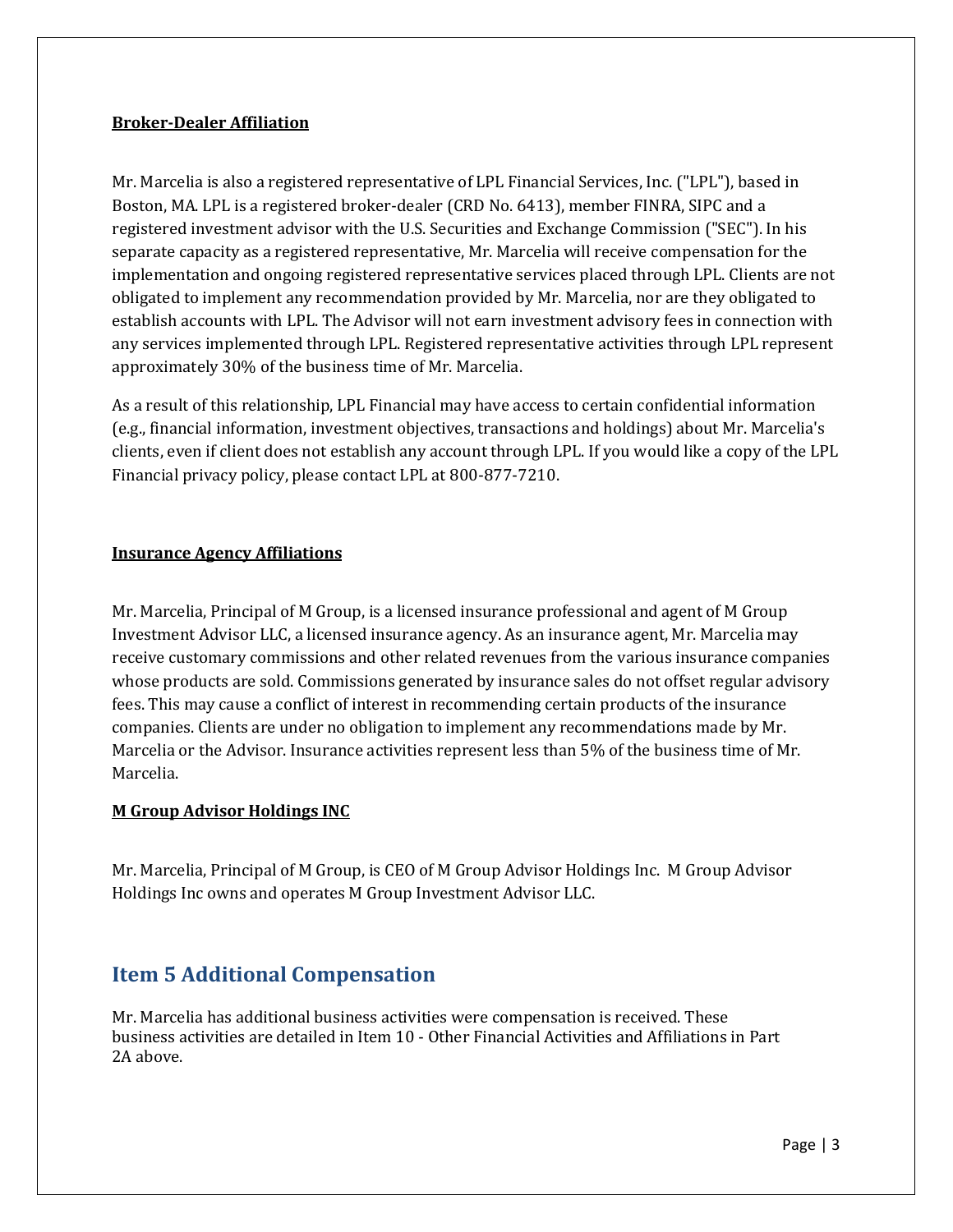**Broker-Dealer Affiliation**

Mr. Marcelia is also a registered representative of LPL Financial Services, Inc. ("LPL"), based in Boston, MA. LPL is a registered broker-dealer (CRD No. 6413), member FINRA, SIPC and a registered investment advisor with the U.S. Securities and Exchange Commission ("SEC"). In his separate capacity as a registered representative, Mr. Marcelia will receive compensation for the implementation and ongoing registered representative services placed through LPL. Clients are not obligated to implement any recommendation provided by Mr. Marcelia, nor are they obligated to establish accounts with LPL. The Advisor will not earn investment advisory fees in connection with any services implemented through LPL. Registered representative activities through LPL represent approximately 30% of the business time of Mr. Marcelia.

As a result of this relationship, LPL Financial may have access to certain confidential information (e.g., financial information, investment objectives, transactions and holdings) about Mr. Marcelia's clients, even if client does not establish any account through LPL. If you would like a copy of the LPL Financial privacy policy, please contact LPL at 800-877-7210.

**Insurance Agency Affiliations**

Mr. Marcelia, Principal of M Group, is a licensed insurance professional and agent of M Group Investment Advisor LLC, a licensed insurance agency. As an insurance agent, Mr. Marcelia may receive customary commissions and other related revenues from the various insurance companies whose products are sold. Commissions generated by insurance sales do not offset regular advisory fees. This may cause a conflict of interest in recommending certain products of the insurance companies. Clients are under no obligation to implement any recommendations made by Mr. Marcelia or the Advisor. Insurance activities represent less than 5% of the business time of Mr. Marcelia.

**M Group Advisor Holdings INC**

Mr. Marcelia, Principal of M Group, is CEO of M Group Advisor Holdings Inc. M Group Advisor Holdings Inc owns and operates M Group Investment Advisor LLC.

## Item 5 Additional Compensation

Mr. Marcelia has additional business activities were compensation is received. These business activities are detailed in Item 10 - Other Financial Activities and Affiliations in Part 2A above.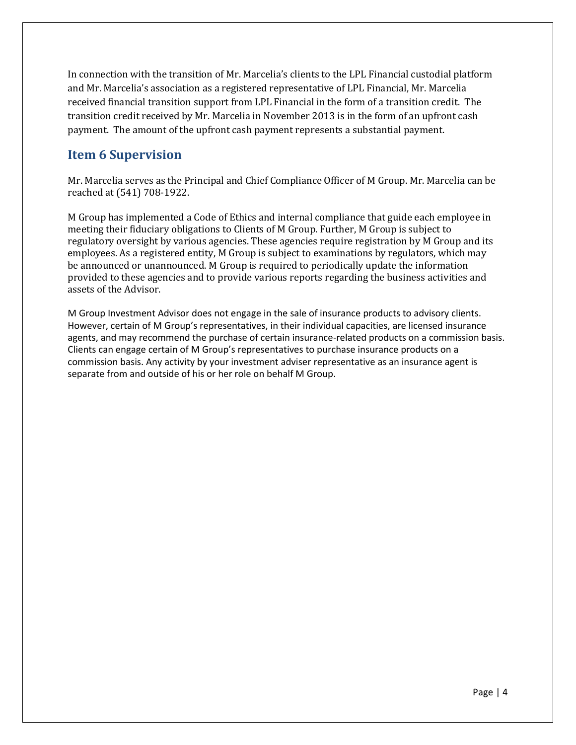In connection with the transition of Mr. Marcelia's clients to the LPL Financial custodial platform and Mr. Marcelia's association as a registered representative of LPL Financial, Mr. Marcelia received financial transition support from LPL Financial in the form of a transition credit. The transition credit received by Mr. Marcelia in November 2013 is in the form of an upfront cash payment. The amount of the upfront cash payment represents a substantial payment.

## Item 6 Supervision

Mr. Marcelia serves as the Principal and Chief Compliance Officer of M Group. Mr. Marcelia can be reached at (541) 708-1922.

M Group has implemented a Code of Ethics and internal compliance that guide each employee in meeting their fiduciary obligations to Clients of M Group. Further, M Group is subject to regulatory oversight by various agencies. These agencies require registration by M Group and its employees. As a registered entity, M Group is subject to examinations by regulators, which may be announced or unannounced. M Group is required to periodically update the information provided to these agencies and to provide various reports regarding the business activities and assets of the Advisor.

M Group Investment Advisor does not engage in the sale of insurance products to advisory clients. However, certain of M Group's representatives, in their individual capacities, are licensed insurance agents, and may recommend the purchase of certain insurance-related products on a commission basis. Clients can engage certain of M Group's representatives to purchase insurance products on a commission basis. Any activity by your investment adviser representative as an insurance agent is separate from and outside of his or her role on behalf M Group.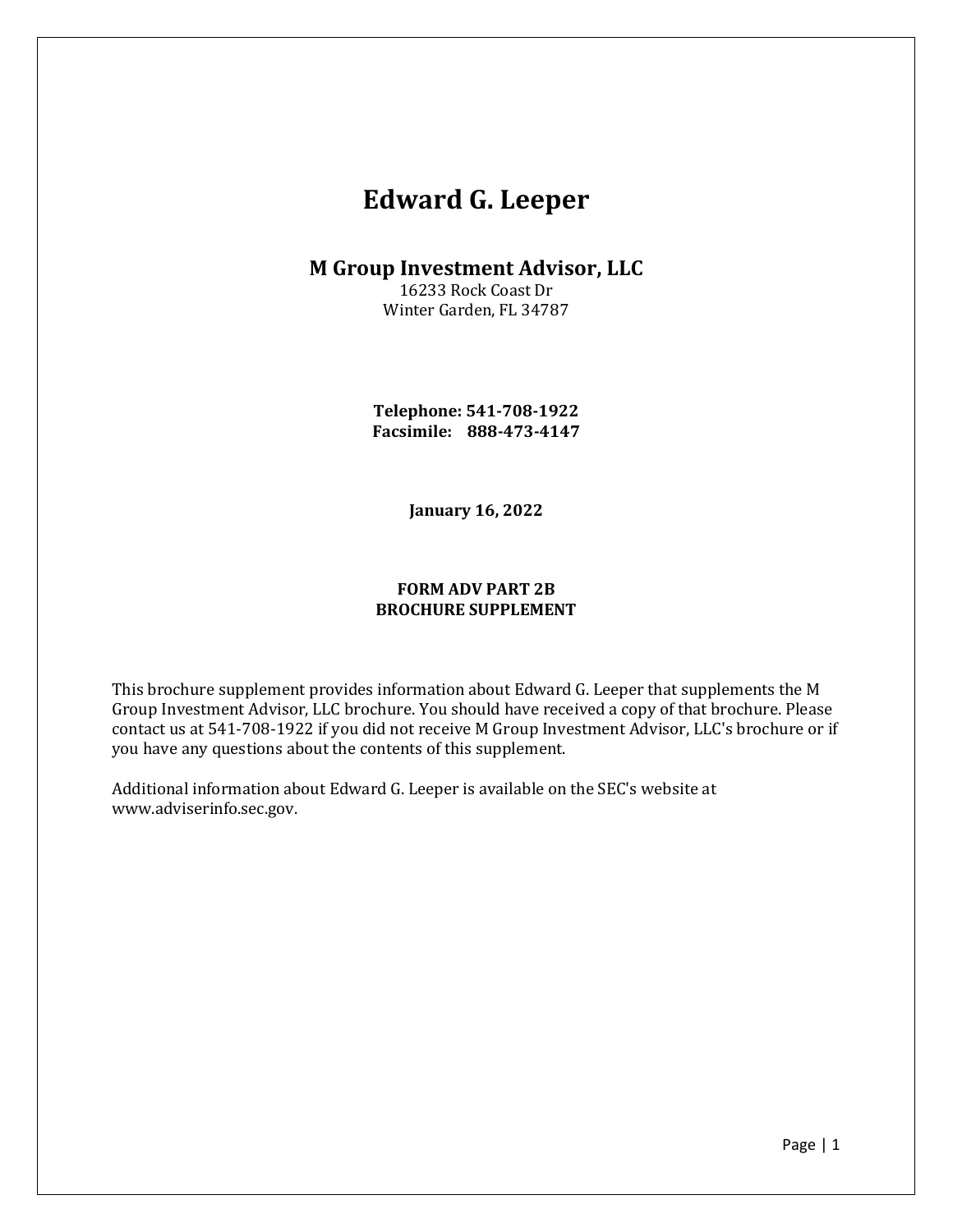# Edward G. Leeper

## M Group Investment Advisor, LLC

16233 Rock Coast Dr
Winter Garden, FL 34787

**Telephone: 541-708-1922**
**Facsimile: 888-473-4147**

**January 16, 2022**

**FORM ADV PART 2B**
**BROCHURE SUPPLEMENT**

This brochure supplement provides information about Edward G. Leeper that supplements the M Group Investment Advisor, LLC brochure. You should have received a copy of that brochure. Please contact us at 541-708-1922 if you did not receive M Group Investment Advisor, LLC's brochure or if you have any questions about the contents of this supplement.

Additional information about Edward G. Leeper is available on the SEC's website at www.adviserinfo.sec.gov.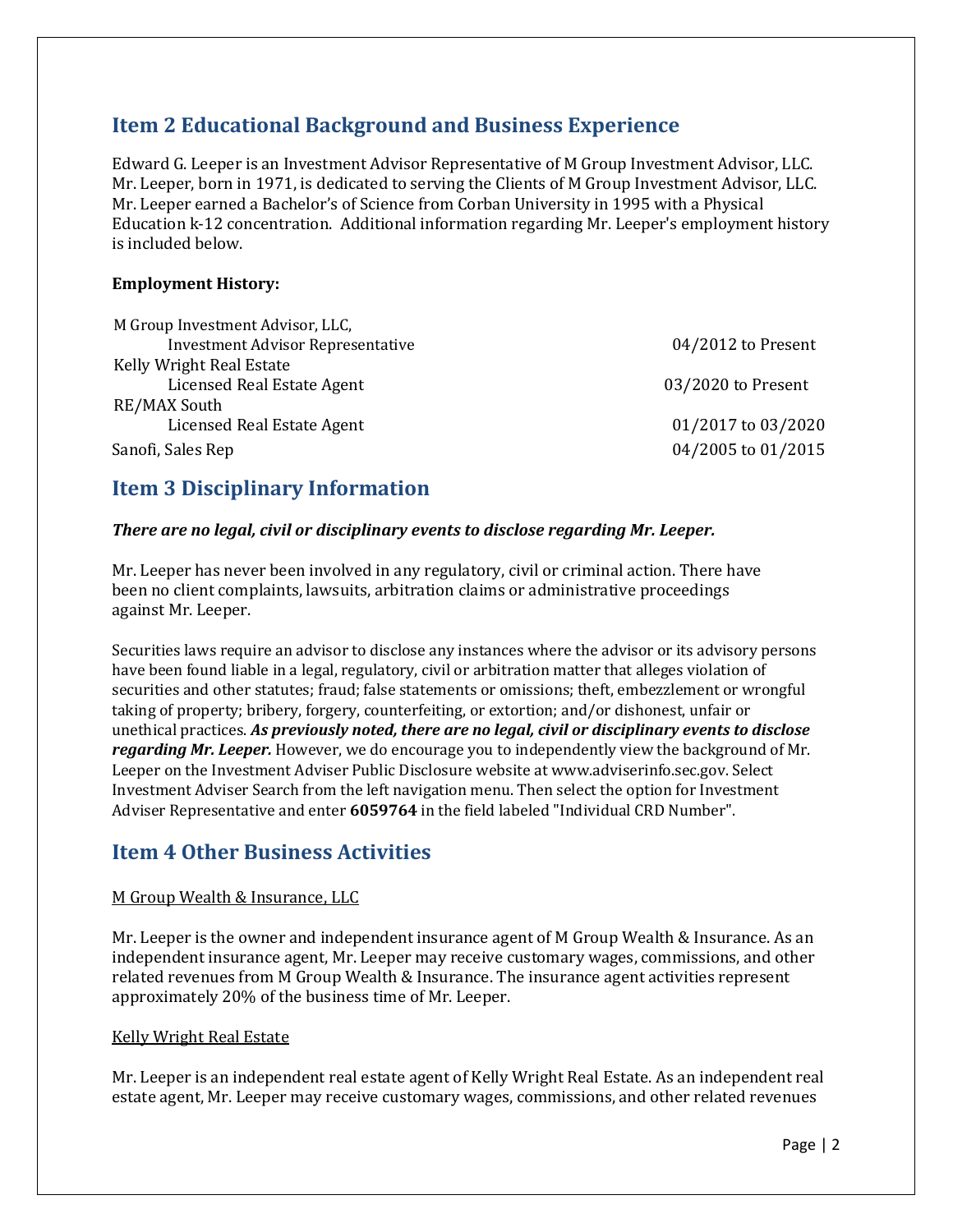## Item 2 Educational Background and Business Experience

Edward G. Leeper is an Investment Advisor Representative of M Group Investment Advisor, LLC. Mr. Leeper, born in 1971, is dedicated to serving the Clients of M Group Investment Advisor, LLC. Mr. Leeper earned a Bachelor's of Science from Corban University in 1995 with a Physical Education k-12 concentration. Additional information regarding Mr. Leeper's employment history is included below.

**Employment History:**

| Employer / Position | Dates |
|---|---|
| M Group Investment Advisor, LLC, Investment Advisor Representative | 04/2012 to Present |
| Kelly Wright Real Estate, Licensed Real Estate Agent | 03/2020 to Present |
| RE/MAX South, Licensed Real Estate Agent | 01/2017 to 03/2020 |
| Sanofi, Sales Rep | 04/2005 to 01/2015 |

## Item 3 Disciplinary Information

***There are no legal, civil or disciplinary events to disclose regarding Mr. Leeper.***

Mr. Leeper has never been involved in any regulatory, civil or criminal action. There have been no client complaints, lawsuits, arbitration claims or administrative proceedings against Mr. Leeper.

Securities laws require an advisor to disclose any instances where the advisor or its advisory persons have been found liable in a legal, regulatory, civil or arbitration matter that alleges violation of securities and other statutes; fraud; false statements or omissions; theft, embezzlement or wrongful taking of property; bribery, forgery, counterfeiting, or extortion; and/or dishonest, unfair or unethical practices. ***As previously noted, there are no legal, civil or disciplinary events to disclose regarding Mr. Leeper.*** However, we do encourage you to independently view the background of Mr. Leeper on the Investment Adviser Public Disclosure website at www.adviserinfo.sec.gov. Select Investment Adviser Search from the left navigation menu. Then select the option for Investment Adviser Representative and enter **6059764** in the field labeled "Individual CRD Number".

## Item 4 Other Business Activities

M Group Wealth & Insurance, LLC

Mr. Leeper is the owner and independent insurance agent of M Group Wealth & Insurance. As an independent insurance agent, Mr. Leeper may receive customary wages, commissions, and other related revenues from M Group Wealth & Insurance. The insurance agent activities represent approximately 20% of the business time of Mr. Leeper.

Kelly Wright Real Estate

Mr. Leeper is an independent real estate agent of Kelly Wright Real Estate. As an independent real estate agent, Mr. Leeper may receive customary wages, commissions, and other related revenues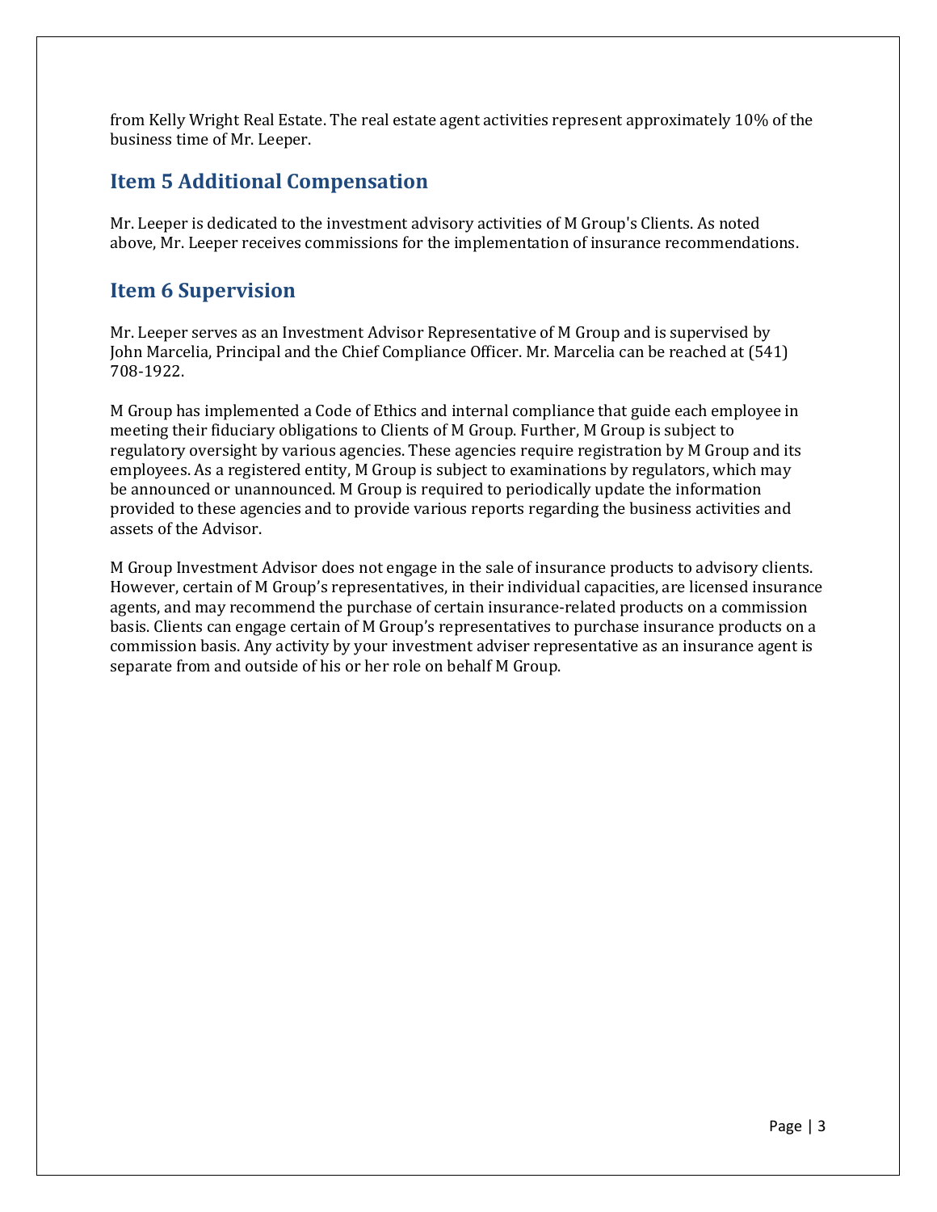from Kelly Wright Real Estate. The real estate agent activities represent approximately 10% of the business time of Mr. Leeper.

## Item 5 Additional Compensation

Mr. Leeper is dedicated to the investment advisory activities of M Group's Clients. As noted above, Mr. Leeper receives commissions for the implementation of insurance recommendations.

## Item 6 Supervision

Mr. Leeper serves as an Investment Advisor Representative of M Group and is supervised by John Marcelia, Principal and the Chief Compliance Officer. Mr. Marcelia can be reached at (541) 708-1922.

M Group has implemented a Code of Ethics and internal compliance that guide each employee in meeting their fiduciary obligations to Clients of M Group. Further, M Group is subject to regulatory oversight by various agencies. These agencies require registration by M Group and its employees. As a registered entity, M Group is subject to examinations by regulators, which may be announced or unannounced. M Group is required to periodically update the information provided to these agencies and to provide various reports regarding the business activities and assets of the Advisor.

M Group Investment Advisor does not engage in the sale of insurance products to advisory clients. However, certain of M Group's representatives, in their individual capacities, are licensed insurance agents, and may recommend the purchase of certain insurance-related products on a commission basis. Clients can engage certain of M Group's representatives to purchase insurance products on a commission basis. Any activity by your investment adviser representative as an insurance agent is separate from and outside of his or her role on behalf M Group.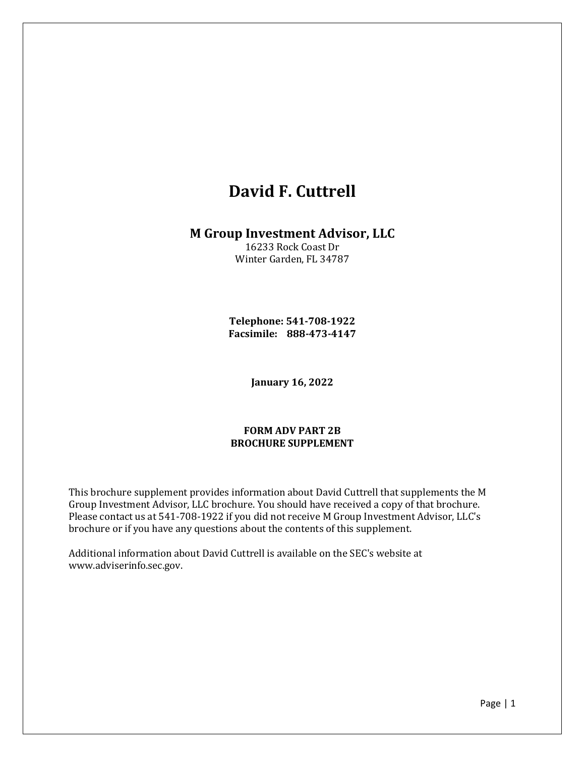# David F. Cuttrell

## M Group Investment Advisor, LLC

16233 Rock Coast Dr
Winter Garden, FL 34787

**Telephone: 541-708-1922**
**Facsimile: 888-473-4147**

**January 16, 2022**

**FORM ADV PART 2B**
**BROCHURE SUPPLEMENT**

This brochure supplement provides information about David Cuttrell that supplements the M Group Investment Advisor, LLC brochure. You should have received a copy of that brochure. Please contact us at 541-708-1922 if you did not receive M Group Investment Advisor, LLC's brochure or if you have any questions about the contents of this supplement.

Additional information about David Cuttrell is available on the SEC's website at www.adviserinfo.sec.gov.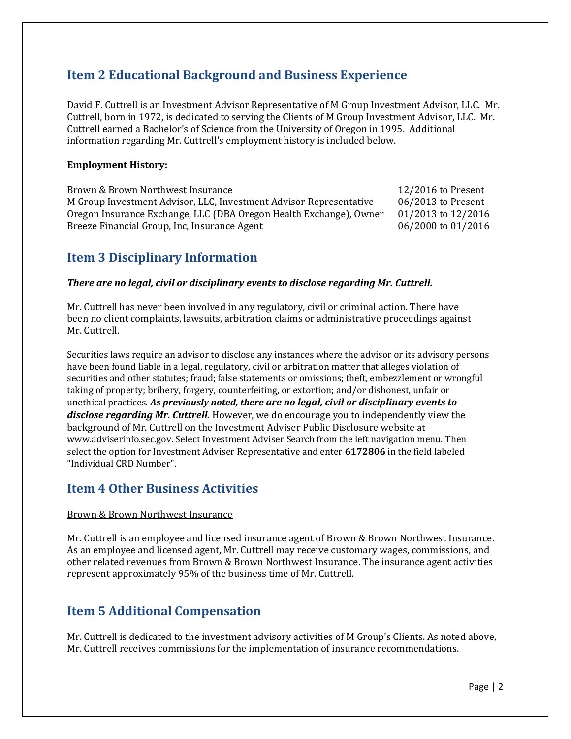## Item 2 Educational Background and Business Experience

David F. Cuttrell is an Investment Advisor Representative of M Group Investment Advisor, LLC. Mr. Cuttrell, born in 1972, is dedicated to serving the Clients of M Group Investment Advisor, LLC. Mr. Cuttrell earned a Bachelor's of Science from the University of Oregon in 1995. Additional information regarding Mr. Cuttrell's employment history is included below.

**Employment History:**

| | |
|---|---|
| Brown & Brown Northwest Insurance | 12/2016 to Present |
| M Group Investment Advisor, LLC, Investment Advisor Representative | 06/2013 to Present |
| Oregon Insurance Exchange, LLC (DBA Oregon Health Exchange), Owner | 01/2013 to 12/2016 |
| Breeze Financial Group, Inc, Insurance Agent | 06/2000 to 01/2016 |

## Item 3 Disciplinary Information

***There are no legal, civil or disciplinary events to disclose regarding Mr. Cuttrell.***

Mr. Cuttrell has never been involved in any regulatory, civil or criminal action. There have been no client complaints, lawsuits, arbitration claims or administrative proceedings against Mr. Cuttrell.

Securities laws require an advisor to disclose any instances where the advisor or its advisory persons have been found liable in a legal, regulatory, civil or arbitration matter that alleges violation of securities and other statutes; fraud; false statements or omissions; theft, embezzlement or wrongful taking of property; bribery, forgery, counterfeiting, or extortion; and/or dishonest, unfair or unethical practices. ***As previously noted, there are no legal, civil or disciplinary events to disclose regarding Mr. Cuttrell.*** However, we do encourage you to independently view the background of Mr. Cuttrell on the Investment Adviser Public Disclosure website at www.adviserinfo.sec.gov. Select Investment Adviser Search from the left navigation menu. Then select the option for Investment Adviser Representative and enter **6172806** in the field labeled "Individual CRD Number".

## Item 4 Other Business Activities

Brown & Brown Northwest Insurance

Mr. Cuttrell is an employee and licensed insurance agent of Brown & Brown Northwest Insurance. As an employee and licensed agent, Mr. Cuttrell may receive customary wages, commissions, and other related revenues from Brown & Brown Northwest Insurance. The insurance agent activities represent approximately 95% of the business time of Mr. Cuttrell.

## Item 5 Additional Compensation

Mr. Cuttrell is dedicated to the investment advisory activities of M Group's Clients. As noted above, Mr. Cuttrell receives commissions for the implementation of insurance recommendations.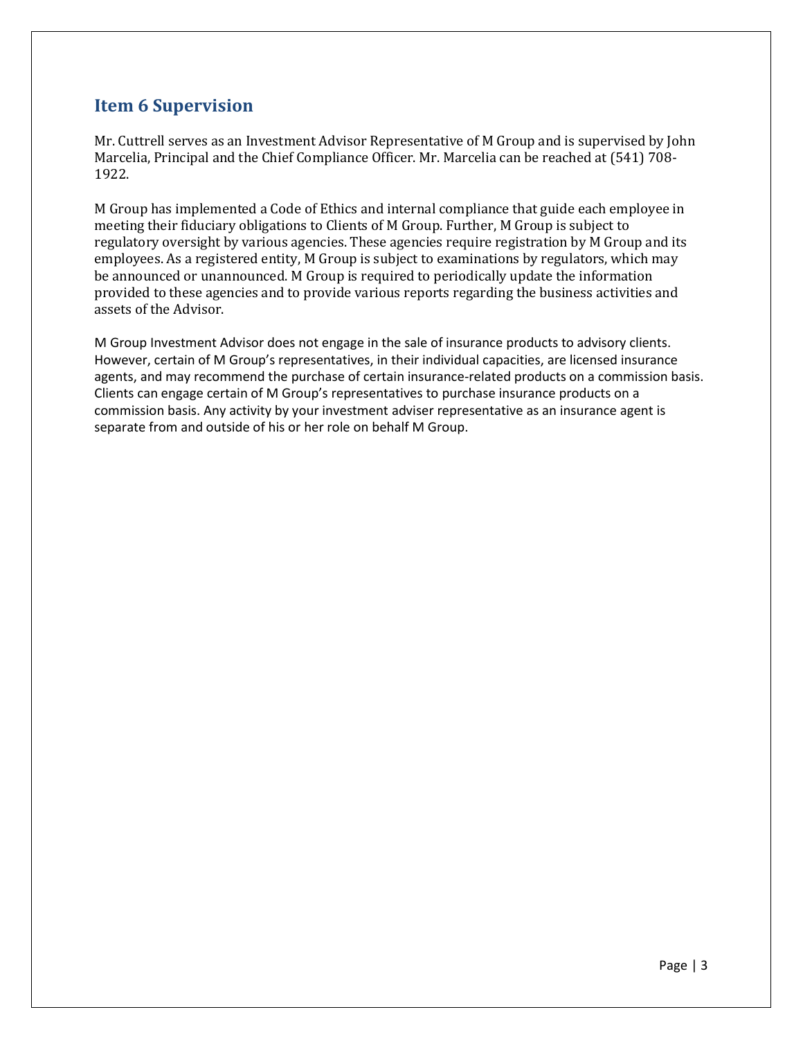## Item 6 Supervision

Mr. Cuttrell serves as an Investment Advisor Representative of M Group and is supervised by John Marcelia, Principal and the Chief Compliance Officer. Mr. Marcelia can be reached at (541) 708-1922.

M Group has implemented a Code of Ethics and internal compliance that guide each employee in meeting their fiduciary obligations to Clients of M Group. Further, M Group is subject to regulatory oversight by various agencies. These agencies require registration by M Group and its employees. As a registered entity, M Group is subject to examinations by regulators, which may be announced or unannounced. M Group is required to periodically update the information provided to these agencies and to provide various reports regarding the business activities and assets of the Advisor.

M Group Investment Advisor does not engage in the sale of insurance products to advisory clients. However, certain of M Group's representatives, in their individual capacities, are licensed insurance agents, and may recommend the purchase of certain insurance-related products on a commission basis. Clients can engage certain of M Group's representatives to purchase insurance products on a commission basis. Any activity by your investment adviser representative as an insurance agent is separate from and outside of his or her role on behalf M Group.